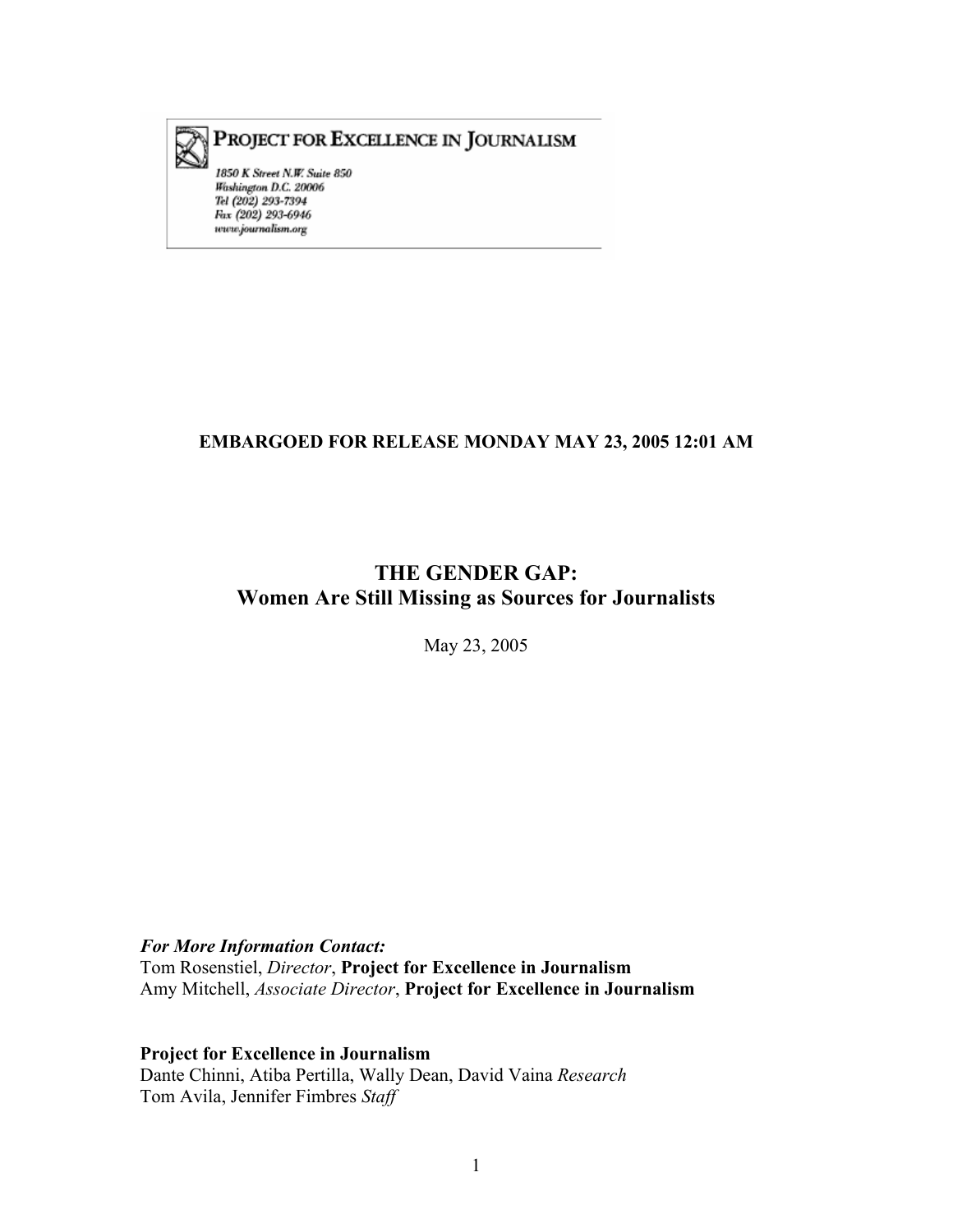**PROJECT FOR EXCELLENCE IN JOURNALISM**

*1850 K Street N.W. Suite 850*
*Washington D.C. 20006*
*Tel (202) 293-7394*
*Fax (202) 293-6946*
*www.journalism.org*

**EMBARGOED FOR RELEASE MONDAY MAY 23, 2005 12:01 AM**

# THE GENDER GAP:
# Women Are Still Missing as Sources for Journalists

May 23, 2005

***For More Information Contact:***
Tom Rosenstiel, *Director*, **Project for Excellence in Journalism**
Amy Mitchell, *Associate Director*, **Project for Excellence in Journalism**

**Project for Excellence in Journalism**
Dante Chinni, Atiba Pertilla, Wally Dean, David Vaina *Research*
Tom Avila, Jennifer Fimbres *Staff*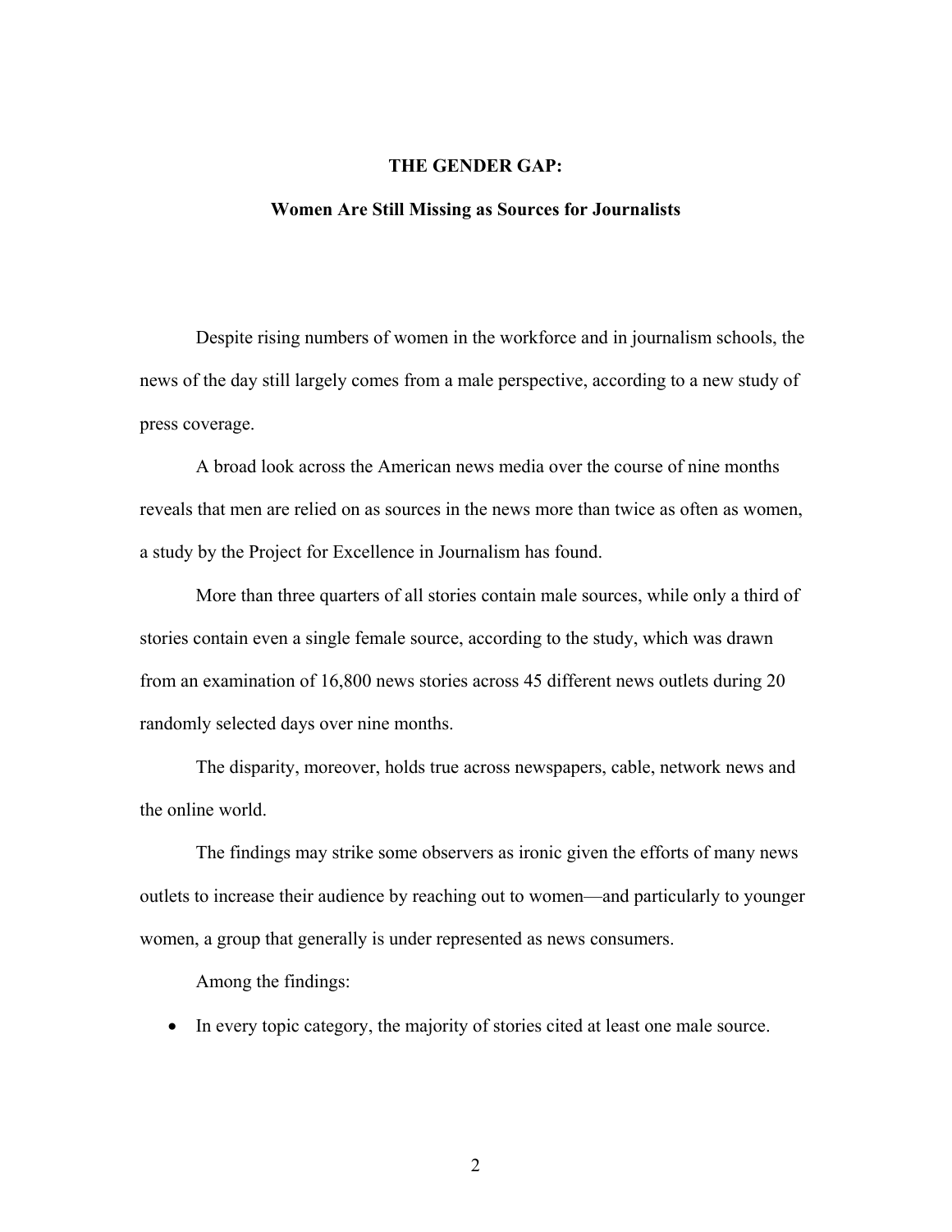# THE GENDER GAP:

## Women Are Still Missing as Sources for Journalists

Despite rising numbers of women in the workforce and in journalism schools, the news of the day still largely comes from a male perspective, according to a new study of press coverage.

A broad look across the American news media over the course of nine months reveals that men are relied on as sources in the news more than twice as often as women, a study by the Project for Excellence in Journalism has found.

More than three quarters of all stories contain male sources, while only a third of stories contain even a single female source, according to the study, which was drawn from an examination of 16,800 news stories across 45 different news outlets during 20 randomly selected days over nine months.

The disparity, moreover, holds true across newspapers, cable, network news and the online world.

The findings may strike some observers as ironic given the efforts of many news outlets to increase their audience by reaching out to women—and particularly to younger women, a group that generally is under represented as news consumers.

Among the findings:

- In every topic category, the majority of stories cited at least one male source.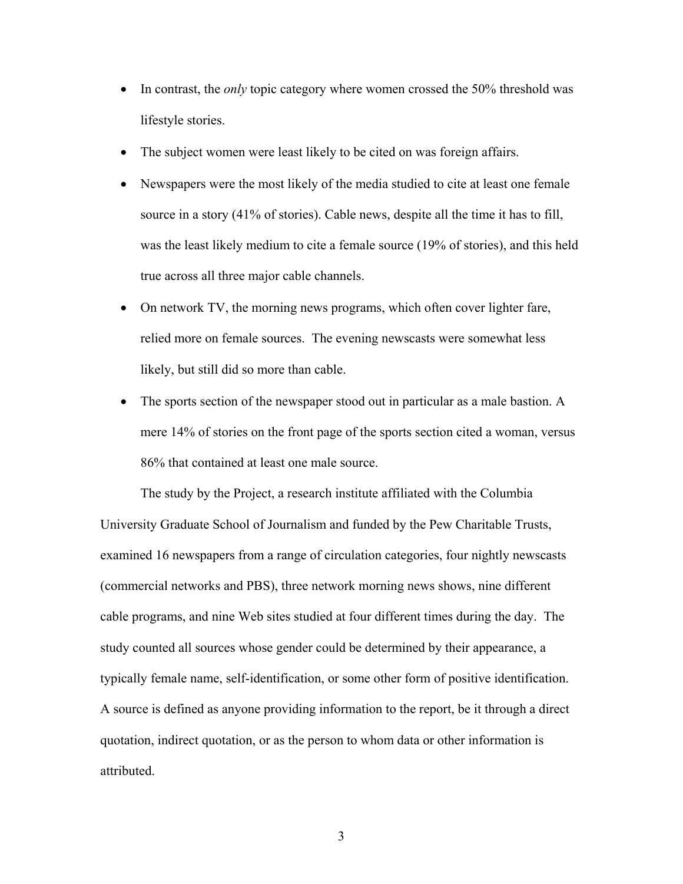- In contrast, the *only* topic category where women crossed the 50% threshold was lifestyle stories.
- The subject women were least likely to be cited on was foreign affairs.
- Newspapers were the most likely of the media studied to cite at least one female source in a story (41% of stories). Cable news, despite all the time it has to fill, was the least likely medium to cite a female source (19% of stories), and this held true across all three major cable channels.
- On network TV, the morning news programs, which often cover lighter fare, relied more on female sources. The evening newscasts were somewhat less likely, but still did so more than cable.
- The sports section of the newspaper stood out in particular as a male bastion. A mere 14% of stories on the front page of the sports section cited a woman, versus 86% that contained at least one male source.

The study by the Project, a research institute affiliated with the Columbia University Graduate School of Journalism and funded by the Pew Charitable Trusts, examined 16 newspapers from a range of circulation categories, four nightly newscasts (commercial networks and PBS), three network morning news shows, nine different cable programs, and nine Web sites studied at four different times during the day. The study counted all sources whose gender could be determined by their appearance, a typically female name, self-identification, or some other form of positive identification. A source is defined as anyone providing information to the report, be it through a direct quotation, indirect quotation, or as the person to whom data or other information is attributed.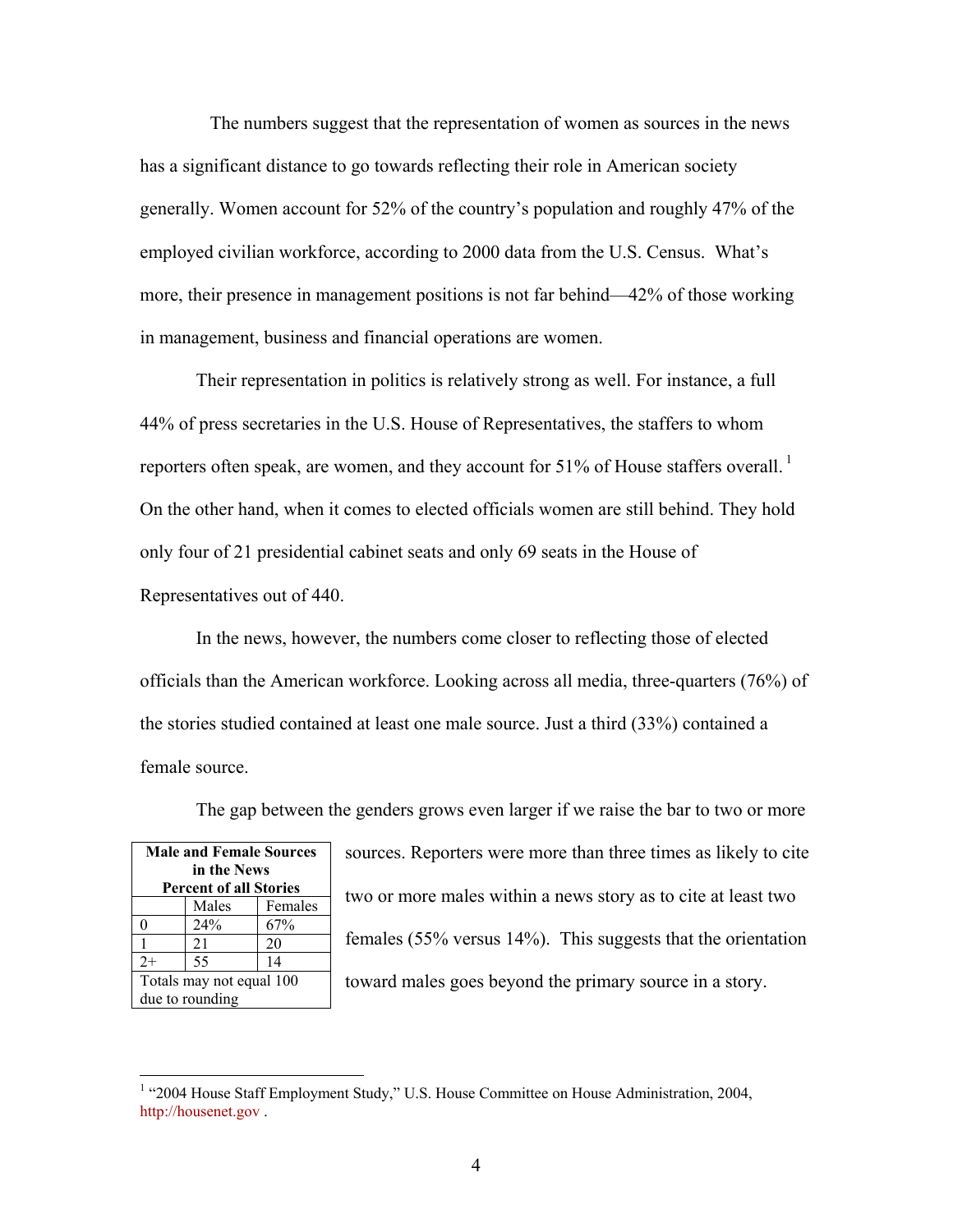The numbers suggest that the representation of women as sources in the news has a significant distance to go towards reflecting their role in American society generally. Women account for 52% of the country's population and roughly 47% of the employed civilian workforce, according to 2000 data from the U.S. Census. What's more, their presence in management positions is not far behind—42% of those working in management, business and financial operations are women.

Their representation in politics is relatively strong as well. For instance, a full 44% of press secretaries in the U.S. House of Representatives, the staffers to whom reporters often speak, are women, and they account for 51% of House staffers overall.[1] On the other hand, when it comes to elected officials women are still behind. They hold only four of 21 presidential cabinet seats and only 69 seats in the House of Representatives out of 440.

In the news, however, the numbers come closer to reflecting those of elected officials than the American workforce. Looking across all media, three-quarters (76%) of the stories studied contained at least one male source. Just a third (33%) contained a female source.

The gap between the genders grows even larger if we raise the bar to two or more sources. Reporters were more than three times as likely to cite two or more males within a news story as to cite at least two females (55% versus 14%). This suggests that the orientation toward males goes beyond the primary source in a story.

**Male and Female Sources in the News**
**Percent of all Stories**

| | Males | Females |
|---|---|---|
| 0 | 24% | 67% |
| 1 | 21 | 20 |
| 2+ | 55 | 14 |

Totals may not equal 100 due to rounding

[1] "2004 House Staff Employment Study," U.S. House Committee on House Administration, 2004, http://housenet.gov .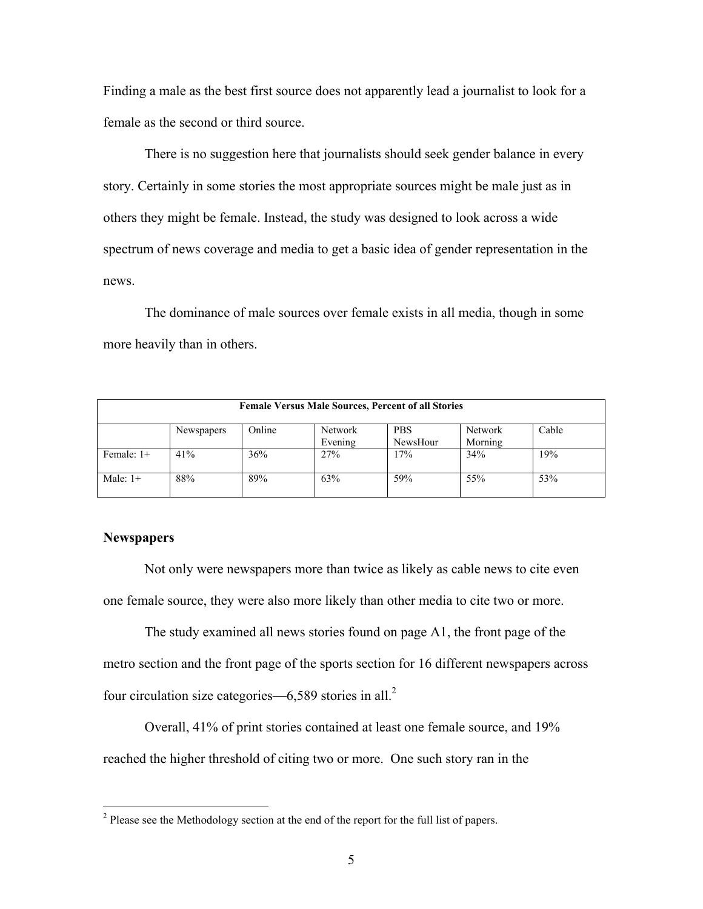Finding a male as the best first source does not apparently lead a journalist to look for a female as the second or third source.

There is no suggestion here that journalists should seek gender balance in every story. Certainly in some stories the most appropriate sources might be male just as in others they might be female. Instead, the study was designed to look across a wide spectrum of news coverage and media to get a basic idea of gender representation in the news.

The dominance of male sources over female exists in all media, though in some more heavily than in others.

| **Female Versus Male Sources, Percent of all Stories** | | | | | | |
|---|---|---|---|---|---|---|
| | Newspapers | Online | Network Evening | PBS NewsHour | Network Morning | Cable |
| Female: 1+ | 41% | 36% | 27% | 17% | 34% | 19% |
| Male: 1+ | 88% | 89% | 63% | 59% | 55% | 53% |

### Newspapers

Not only were newspapers more than twice as likely as cable news to cite even one female source, they were also more likely than other media to cite two or more.

The study examined all news stories found on page A1, the front page of the metro section and the front page of the sports section for 16 different newspapers across four circulation size categories—6,589 stories in all.[2]

Overall, 41% of print stories contained at least one female source, and 19% reached the higher threshold of citing two or more. One such story ran in the

[2] Please see the Methodology section at the end of the report for the full list of papers.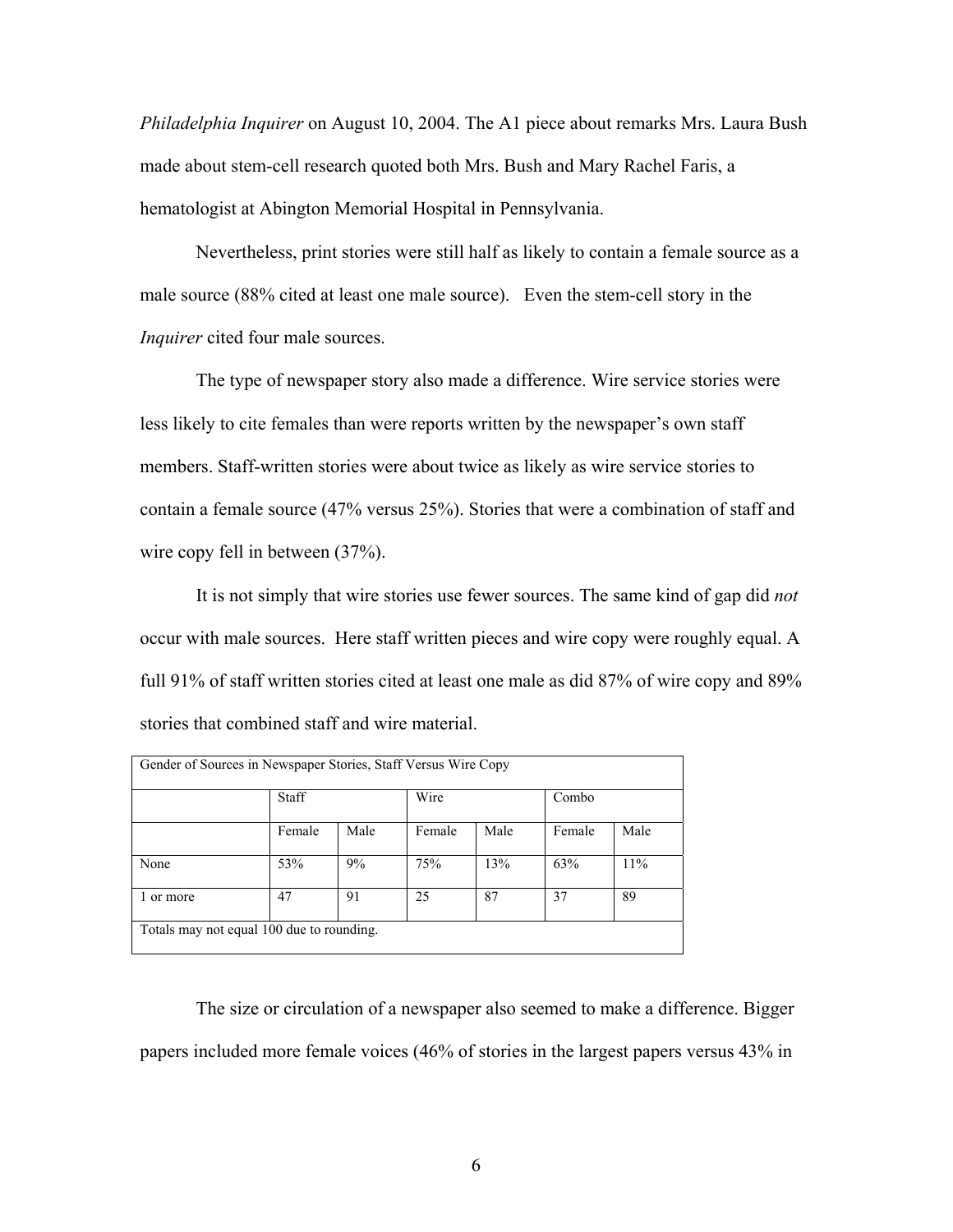*Philadelphia Inquirer* on August 10, 2004. The A1 piece about remarks Mrs. Laura Bush made about stem-cell research quoted both Mrs. Bush and Mary Rachel Faris, a hematologist at Abington Memorial Hospital in Pennsylvania.

Nevertheless, print stories were still half as likely to contain a female source as a male source (88% cited at least one male source). Even the stem-cell story in the *Inquirer* cited four male sources.

The type of newspaper story also made a difference. Wire service stories were less likely to cite females than were reports written by the newspaper's own staff members. Staff-written stories were about twice as likely as wire service stories to contain a female source (47% versus 25%). Stories that were a combination of staff and wire copy fell in between (37%).

It is not simply that wire stories use fewer sources. The same kind of gap did *not* occur with male sources. Here staff written pieces and wire copy were roughly equal. A full 91% of staff written stories cited at least one male as did 87% of wire copy and 89% stories that combined staff and wire material.

Gender of Sources in Newspaper Stories, Staff Versus Wire Copy

| | Staff | | Wire | | Combo | |
|---|---|---|---|---|---|---|
| | Female | Male | Female | Male | Female | Male |
| None | 53% | 9% | 75% | 13% | 63% | 11% |
| 1 or more | 47 | 91 | 25 | 87 | 37 | 89 |

Totals may not equal 100 due to rounding.

The size or circulation of a newspaper also seemed to make a difference. Bigger papers included more female voices (46% of stories in the largest papers versus 43% in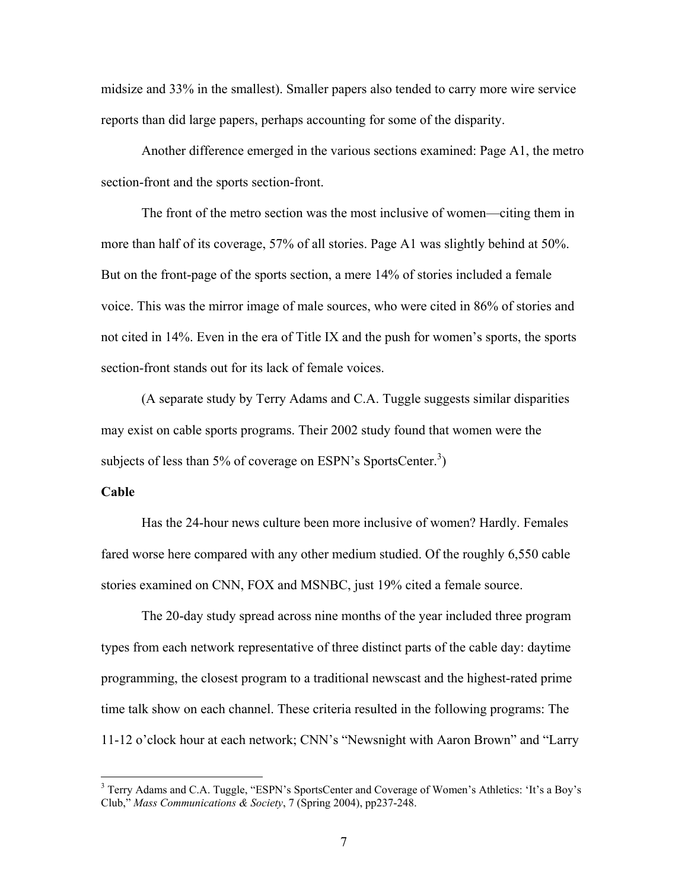midsize and 33% in the smallest). Smaller papers also tended to carry more wire service reports than did large papers, perhaps accounting for some of the disparity.

Another difference emerged in the various sections examined: Page A1, the metro section-front and the sports section-front.

The front of the metro section was the most inclusive of women—citing them in more than half of its coverage, 57% of all stories. Page A1 was slightly behind at 50%. But on the front-page of the sports section, a mere 14% of stories included a female voice. This was the mirror image of male sources, who were cited in 86% of stories and not cited in 14%. Even in the era of Title IX and the push for women's sports, the sports section-front stands out for its lack of female voices.

(A separate study by Terry Adams and C.A. Tuggle suggests similar disparities may exist on cable sports programs. Their 2002 study found that women were the subjects of less than 5% of coverage on ESPN's SportsCenter.[3])

**Cable**

Has the 24-hour news culture been more inclusive of women? Hardly. Females fared worse here compared with any other medium studied. Of the roughly 6,550 cable stories examined on CNN, FOX and MSNBC, just 19% cited a female source.

The 20-day study spread across nine months of the year included three program types from each network representative of three distinct parts of the cable day: daytime programming, the closest program to a traditional newscast and the highest-rated prime time talk show on each channel. These criteria resulted in the following programs: The 11-12 o'clock hour at each network; CNN's "Newsnight with Aaron Brown" and "Larry

---

[3] Terry Adams and C.A. Tuggle, "ESPN's SportsCenter and Coverage of Women's Athletics: 'It's a Boy's Club,'" *Mass Communications & Society*, 7 (Spring 2004), pp237-248.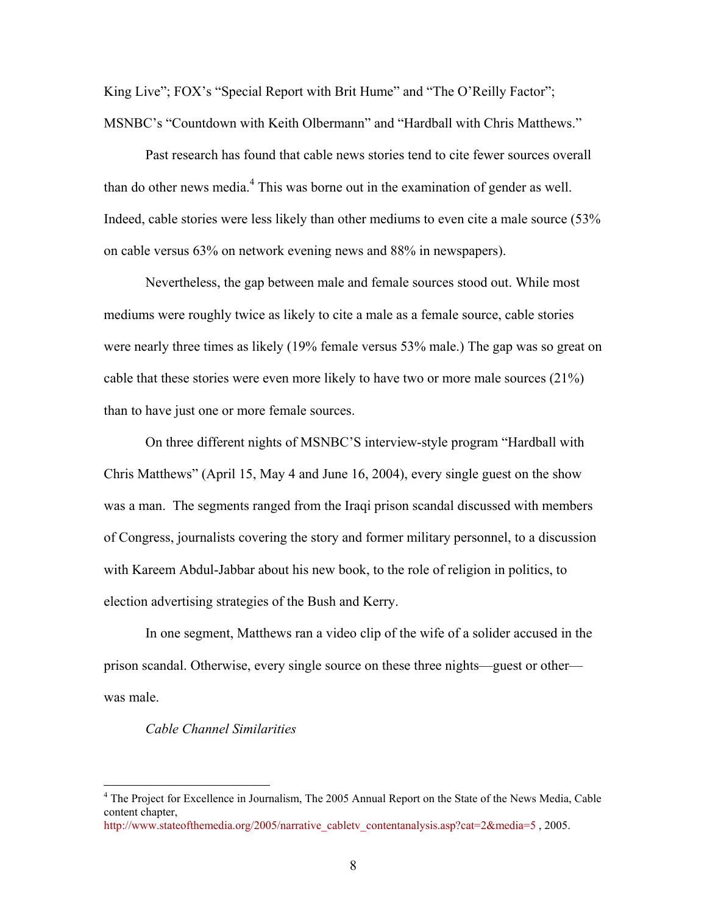King Live"; FOX's "Special Report with Brit Hume" and "The O'Reilly Factor"; MSNBC's "Countdown with Keith Olbermann" and "Hardball with Chris Matthews."

Past research has found that cable news stories tend to cite fewer sources overall than do other news media.[4] This was borne out in the examination of gender as well. Indeed, cable stories were less likely than other mediums to even cite a male source (53% on cable versus 63% on network evening news and 88% in newspapers).

Nevertheless, the gap between male and female sources stood out. While most mediums were roughly twice as likely to cite a male as a female source, cable stories were nearly three times as likely (19% female versus 53% male.) The gap was so great on cable that these stories were even more likely to have two or more male sources (21%) than to have just one or more female sources.

On three different nights of MSNBC'S interview-style program "Hardball with Chris Matthews" (April 15, May 4 and June 16, 2004), every single guest on the show was a man. The segments ranged from the Iraqi prison scandal discussed with members of Congress, journalists covering the story and former military personnel, to a discussion with Kareem Abdul-Jabbar about his new book, to the role of religion in politics, to election advertising strategies of the Bush and Kerry.

In one segment, Matthews ran a video clip of the wife of a solider accused in the prison scandal. Otherwise, every single source on these three nights—guest or other—was male.

*Cable Channel Similarities*

---

[4] The Project for Excellence in Journalism, The 2005 Annual Report on the State of the News Media, Cable content chapter, http://www.stateofthemedia.org/2005/narrative_cabletv_contentanalysis.asp?cat=2&media=5 , 2005.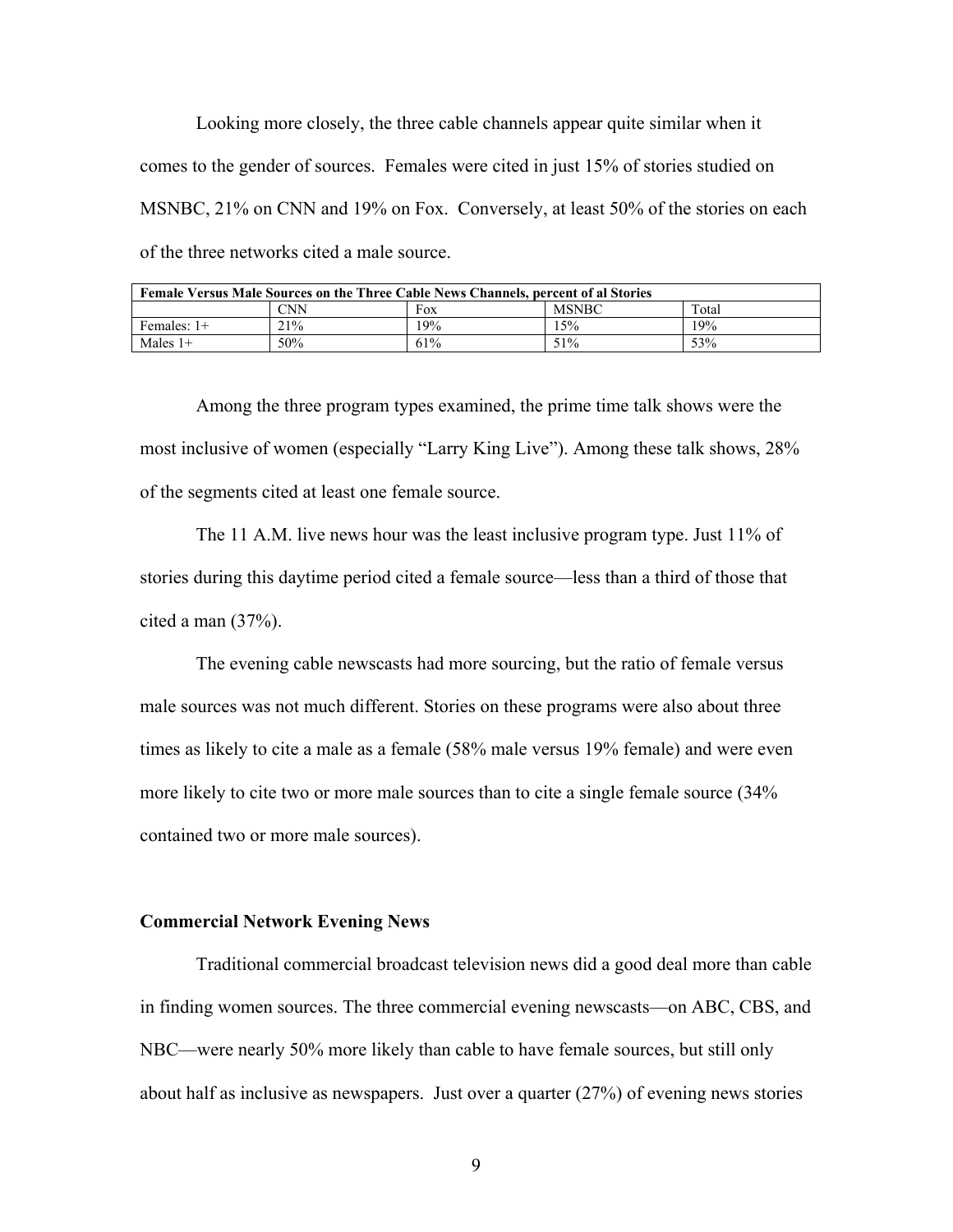Looking more closely, the three cable channels appear quite similar when it comes to the gender of sources. Females were cited in just 15% of stories studied on MSNBC, 21% on CNN and 19% on Fox. Conversely, at least 50% of the stories on each of the three networks cited a male source.

| Female Versus Male Sources on the Three Cable News Channels, percent of al Stories | | | | |
|---|---|---|---|---|
| | CNN | Fox | MSNBC | Total |
| Females: 1+ | 21% | 19% | 15% | 19% |
| Males 1+ | 50% | 61% | 51% | 53% |

Among the three program types examined, the prime time talk shows were the most inclusive of women (especially "Larry King Live"). Among these talk shows, 28% of the segments cited at least one female source.

The 11 A.M. live news hour was the least inclusive program type. Just 11% of stories during this daytime period cited a female source—less than a third of those that cited a man (37%).

The evening cable newscasts had more sourcing, but the ratio of female versus male sources was not much different. Stories on these programs were also about three times as likely to cite a male as a female (58% male versus 19% female) and were even more likely to cite two or more male sources than to cite a single female source (34% contained two or more male sources).

### Commercial Network Evening News

Traditional commercial broadcast television news did a good deal more than cable in finding women sources. The three commercial evening newscasts—on ABC, CBS, and NBC—were nearly 50% more likely than cable to have female sources, but still only about half as inclusive as newspapers. Just over a quarter (27%) of evening news stories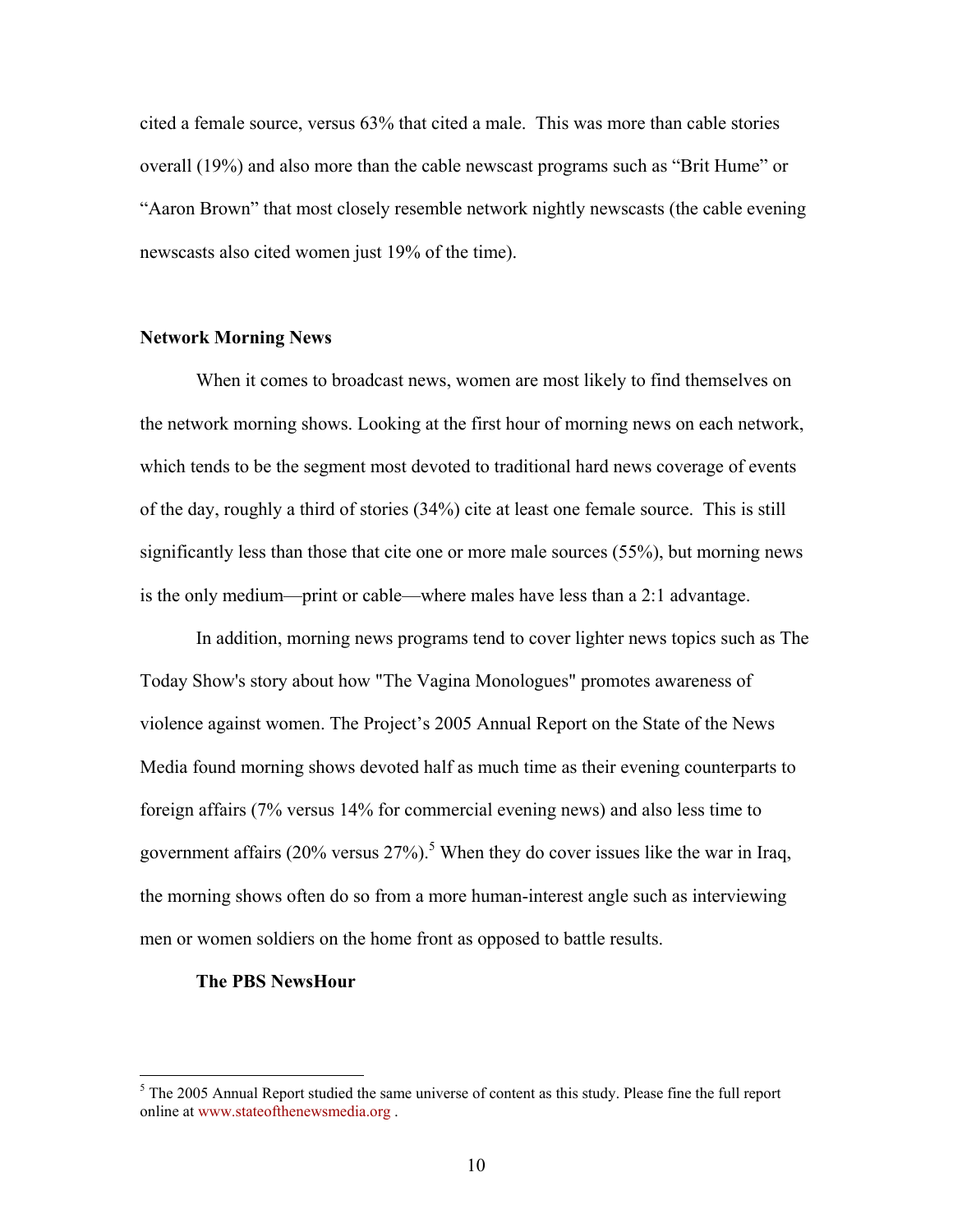cited a female source, versus 63% that cited a male. This was more than cable stories overall (19%) and also more than the cable newscast programs such as "Brit Hume" or "Aaron Brown" that most closely resemble network nightly newscasts (the cable evening newscasts also cited women just 19% of the time).

**Network Morning News**

When it comes to broadcast news, women are most likely to find themselves on the network morning shows. Looking at the first hour of morning news on each network, which tends to be the segment most devoted to traditional hard news coverage of events of the day, roughly a third of stories (34%) cite at least one female source. This is still significantly less than those that cite one or more male sources (55%), but morning news is the only medium—print or cable—where males have less than a 2:1 advantage.

In addition, morning news programs tend to cover lighter news topics such as The Today Show's story about how "The Vagina Monologues" promotes awareness of violence against women. The Project's 2005 Annual Report on the State of the News Media found morning shows devoted half as much time as their evening counterparts to foreign affairs (7% versus 14% for commercial evening news) and also less time to government affairs (20% versus 27%).[5] When they do cover issues like the war in Iraq, the morning shows often do so from a more human-interest angle such as interviewing men or women soldiers on the home front as opposed to battle results.

**The PBS NewsHour**

---

[5] The 2005 Annual Report studied the same universe of content as this study. Please fine the full report online at www.stateofthenewsmedia.org .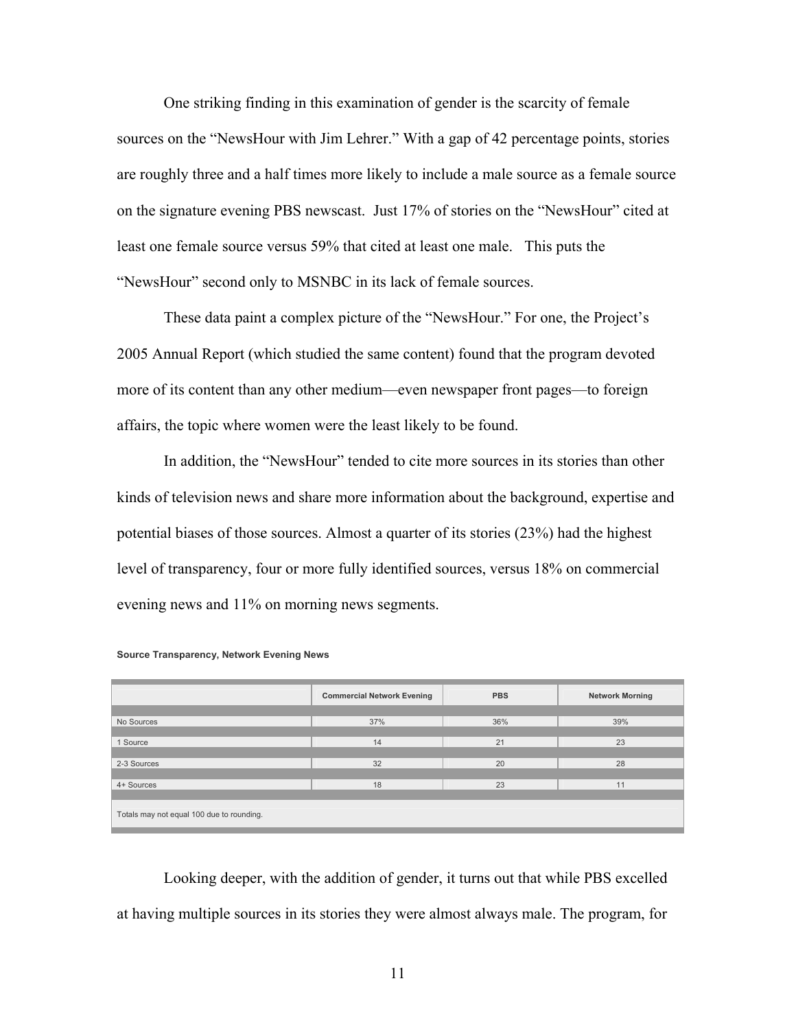One striking finding in this examination of gender is the scarcity of female sources on the "NewsHour with Jim Lehrer." With a gap of 42 percentage points, stories are roughly three and a half times more likely to include a male source as a female source on the signature evening PBS newscast. Just 17% of stories on the "NewsHour" cited at least one female source versus 59% that cited at least one male. This puts the "NewsHour" second only to MSNBC in its lack of female sources.

These data paint a complex picture of the "NewsHour." For one, the Project's 2005 Annual Report (which studied the same content) found that the program devoted more of its content than any other medium—even newspaper front pages—to foreign affairs, the topic where women were the least likely to be found.

In addition, the "NewsHour" tended to cite more sources in its stories than other kinds of television news and share more information about the background, expertise and potential biases of those sources. Almost a quarter of its stories (23%) had the highest level of transparency, four or more fully identified sources, versus 18% on commercial evening news and 11% on morning news segments.

**Source Transparency, Network Evening News**

| | Commercial Network Evening | PBS | Network Morning |
|---|---|---|---|
| No Sources | 37% | 36% | 39% |
| 1 Source | 14 | 21 | 23 |
| 2-3 Sources | 32 | 20 | 28 |
| 4+ Sources | 18 | 23 | 11 |

Totals may not equal 100 due to rounding.

Looking deeper, with the addition of gender, it turns out that while PBS excelled at having multiple sources in its stories they were almost always male. The program, for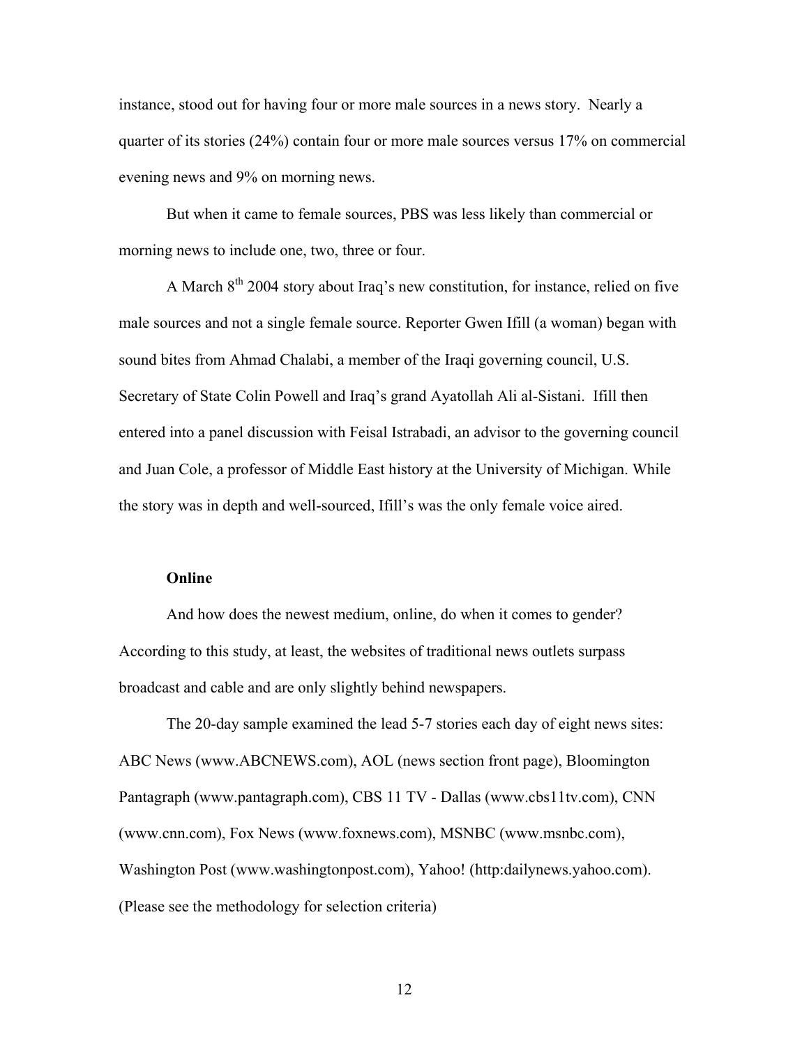instance, stood out for having four or more male sources in a news story. Nearly a quarter of its stories (24%) contain four or more male sources versus 17% on commercial evening news and 9% on morning news.

But when it came to female sources, PBS was less likely than commercial or morning news to include one, two, three or four.

A March 8th 2004 story about Iraq's new constitution, for instance, relied on five male sources and not a single female source. Reporter Gwen Ifill (a woman) began with sound bites from Ahmad Chalabi, a member of the Iraqi governing council, U.S. Secretary of State Colin Powell and Iraq's grand Ayatollah Ali al-Sistani. Ifill then entered into a panel discussion with Feisal Istrabadi, an advisor to the governing council and Juan Cole, a professor of Middle East history at the University of Michigan. While the story was in depth and well-sourced, Ifill's was the only female voice aired.

**Online**

And how does the newest medium, online, do when it comes to gender? According to this study, at least, the websites of traditional news outlets surpass broadcast and cable and are only slightly behind newspapers.

The 20-day sample examined the lead 5-7 stories each day of eight news sites: ABC News (www.ABCNEWS.com), AOL (news section front page), Bloomington Pantagraph (www.pantagraph.com), CBS 11 TV - Dallas (www.cbs11tv.com), CNN (www.cnn.com), Fox News (www.foxnews.com), MSNBC (www.msnbc.com), Washington Post (www.washingtonpost.com), Yahoo! (http:dailynews.yahoo.com). (Please see the methodology for selection criteria)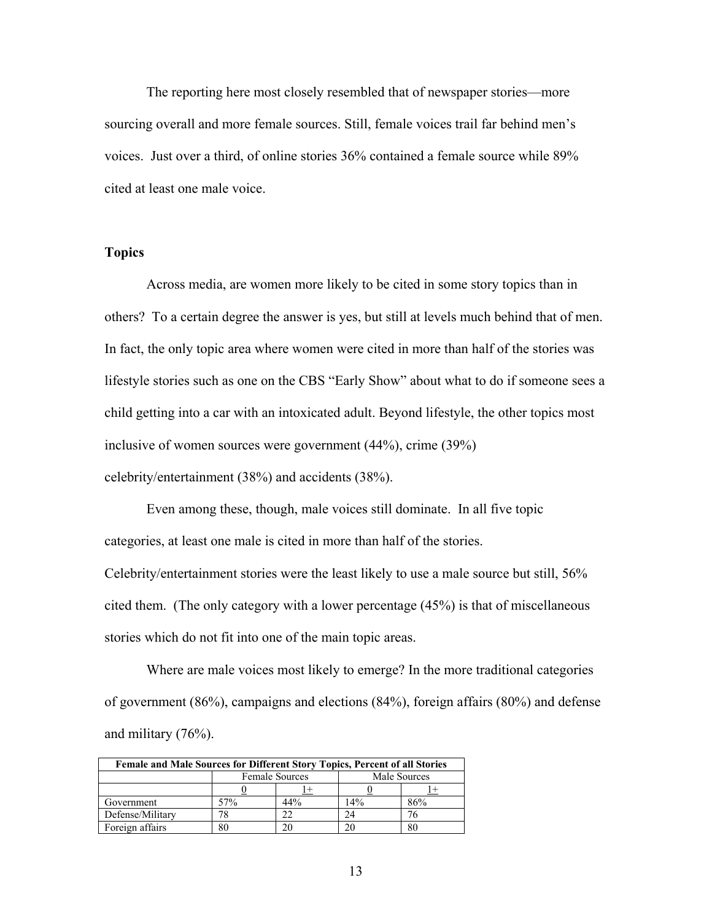The reporting here most closely resembled that of newspaper stories—more sourcing overall and more female sources. Still, female voices trail far behind men's voices. Just over a third, of online stories 36% contained a female source while 89% cited at least one male voice.

**Topics**

Across media, are women more likely to be cited in some story topics than in others? To a certain degree the answer is yes, but still at levels much behind that of men. In fact, the only topic area where women were cited in more than half of the stories was lifestyle stories such as one on the CBS "Early Show" about what to do if someone sees a child getting into a car with an intoxicated adult. Beyond lifestyle, the other topics most inclusive of women sources were government (44%), crime (39%) celebrity/entertainment (38%) and accidents (38%).

Even among these, though, male voices still dominate. In all five topic categories, at least one male is cited in more than half of the stories. Celebrity/entertainment stories were the least likely to use a male source but still, 56% cited them. (The only category with a lower percentage (45%) is that of miscellaneous stories which do not fit into one of the main topic areas.

Where are male voices most likely to emerge? In the more traditional categories of government (86%), campaigns and elections (84%), foreign affairs (80%) and defense and military (76%).

**Female and Male Sources for Different Story Topics, Percent of all Stories**

| | Female Sources | | Male Sources | |
|---|---|---|---|---|
| | 0 | 1+ | 0 | 1+ |
| Government | 57% | 44% | 14% | 86% |
| Defense/Military | 78 | 22 | 24 | 76 |
| Foreign affairs | 80 | 20 | 20 | 80 |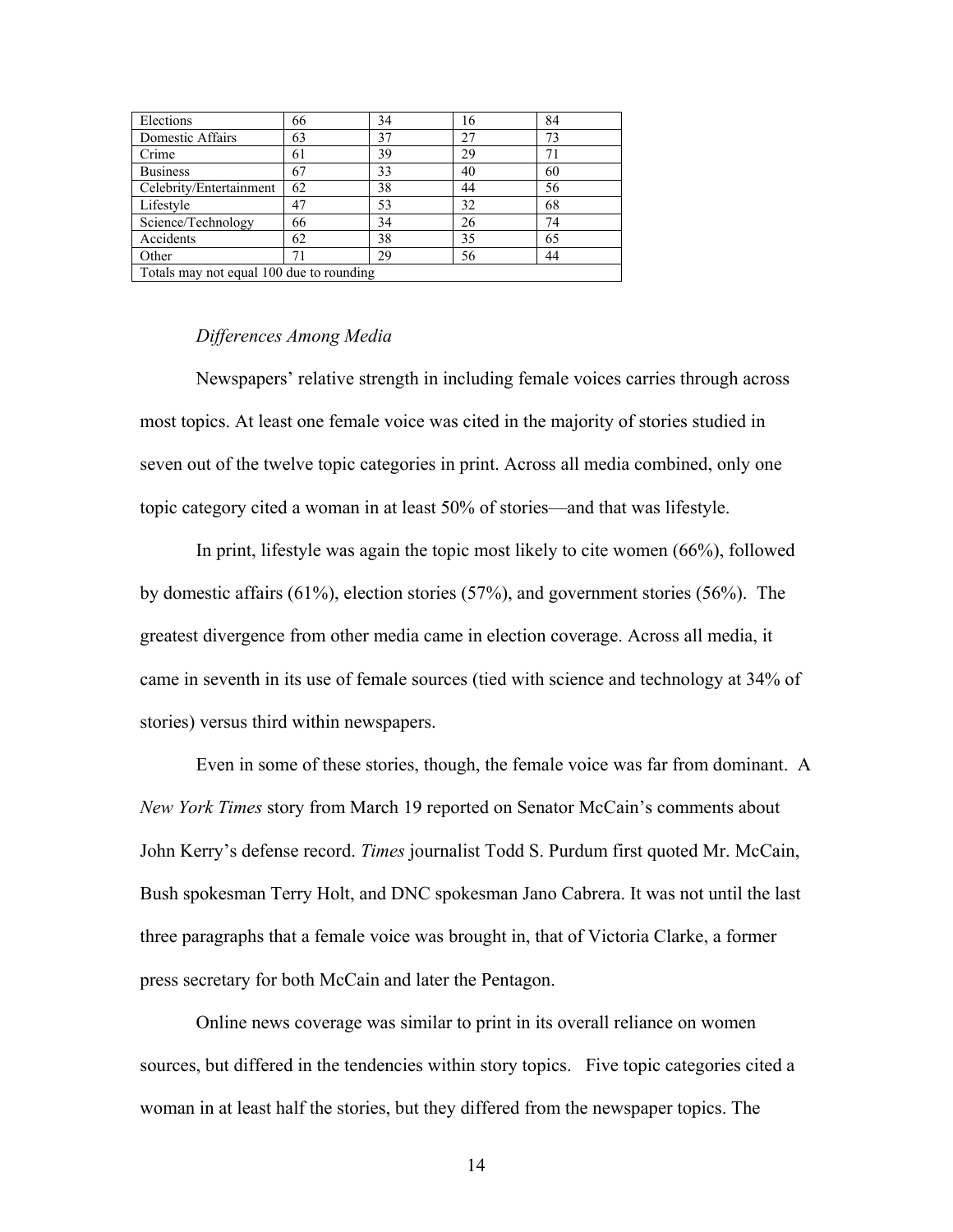| | | | | |
|---|---|---|---|---|
| Elections | 66 | 34 | 16 | 84 |
| Domestic Affairs | 63 | 37 | 27 | 73 |
| Crime | 61 | 39 | 29 | 71 |
| Business | 67 | 33 | 40 | 60 |
| Celebrity/Entertainment | 62 | 38 | 44 | 56 |
| Lifestyle | 47 | 53 | 32 | 68 |
| Science/Technology | 66 | 34 | 26 | 74 |
| Accidents | 62 | 38 | 35 | 65 |
| Other | 71 | 29 | 56 | 44 |
| Totals may not equal 100 due to rounding | | | | |

*Differences Among Media*

Newspapers' relative strength in including female voices carries through across most topics. At least one female voice was cited in the majority of stories studied in seven out of the twelve topic categories in print. Across all media combined, only one topic category cited a woman in at least 50% of stories—and that was lifestyle.

In print, lifestyle was again the topic most likely to cite women (66%), followed by domestic affairs (61%), election stories (57%), and government stories (56%). The greatest divergence from other media came in election coverage. Across all media, it came in seventh in its use of female sources (tied with science and technology at 34% of stories) versus third within newspapers.

Even in some of these stories, though, the female voice was far from dominant. A *New York Times* story from March 19 reported on Senator McCain's comments about John Kerry's defense record. *Times* journalist Todd S. Purdum first quoted Mr. McCain, Bush spokesman Terry Holt, and DNC spokesman Jano Cabrera. It was not until the last three paragraphs that a female voice was brought in, that of Victoria Clarke, a former press secretary for both McCain and later the Pentagon.

Online news coverage was similar to print in its overall reliance on women sources, but differed in the tendencies within story topics. Five topic categories cited a woman in at least half the stories, but they differed from the newspaper topics. The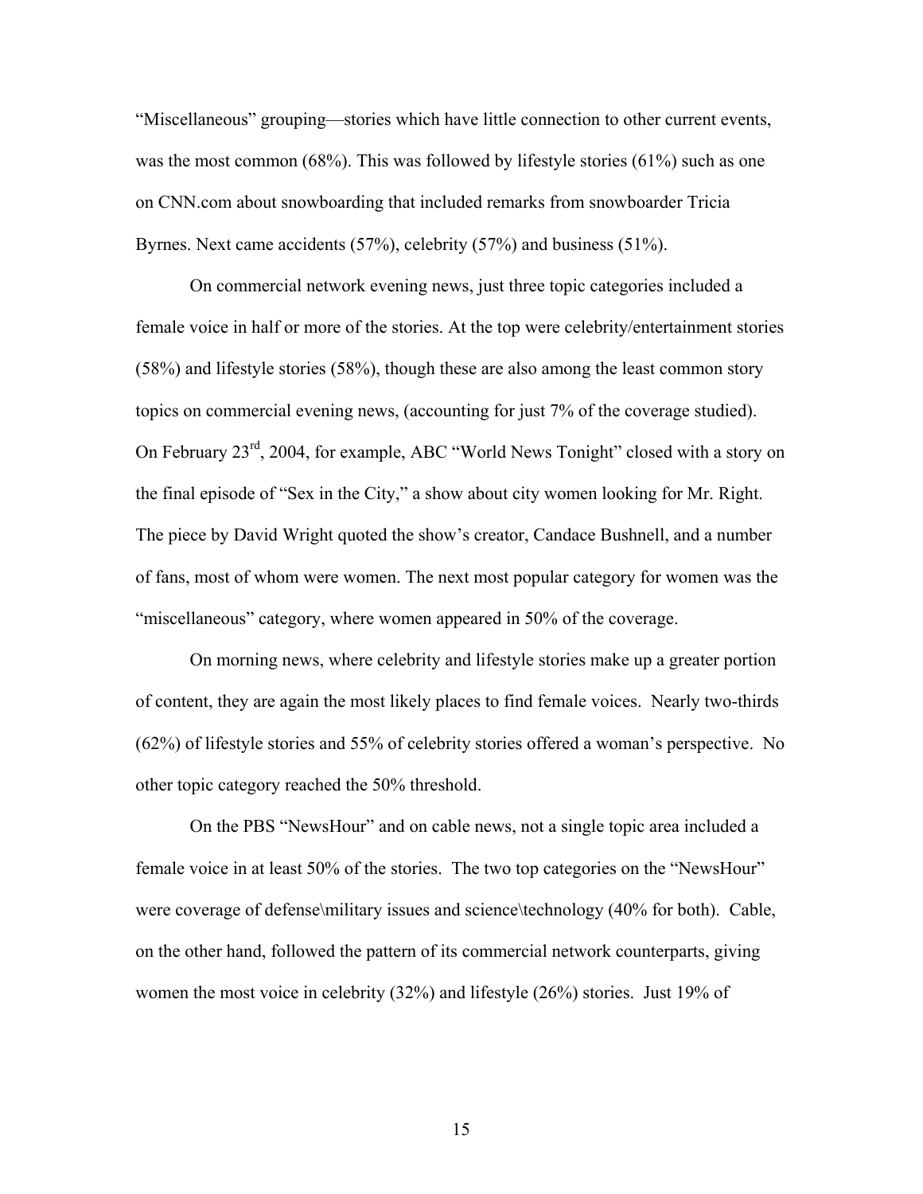"Miscellaneous" grouping—stories which have little connection to other current events, was the most common (68%). This was followed by lifestyle stories (61%) such as one on CNN.com about snowboarding that included remarks from snowboarder Tricia Byrnes. Next came accidents (57%), celebrity (57%) and business (51%).

On commercial network evening news, just three topic categories included a female voice in half or more of the stories. At the top were celebrity/entertainment stories (58%) and lifestyle stories (58%), though these are also among the least common story topics on commercial evening news, (accounting for just 7% of the coverage studied). On February 23rd, 2004, for example, ABC "World News Tonight" closed with a story on the final episode of "Sex in the City," a show about city women looking for Mr. Right. The piece by David Wright quoted the show's creator, Candace Bushnell, and a number of fans, most of whom were women. The next most popular category for women was the "miscellaneous" category, where women appeared in 50% of the coverage.

On morning news, where celebrity and lifestyle stories make up a greater portion of content, they are again the most likely places to find female voices. Nearly two-thirds (62%) of lifestyle stories and 55% of celebrity stories offered a woman's perspective. No other topic category reached the 50% threshold.

On the PBS "NewsHour" and on cable news, not a single topic area included a female voice in at least 50% of the stories. The two top categories on the "NewsHour" were coverage of defense\military issues and science\technology (40% for both). Cable, on the other hand, followed the pattern of its commercial network counterparts, giving women the most voice in celebrity (32%) and lifestyle (26%) stories. Just 19% of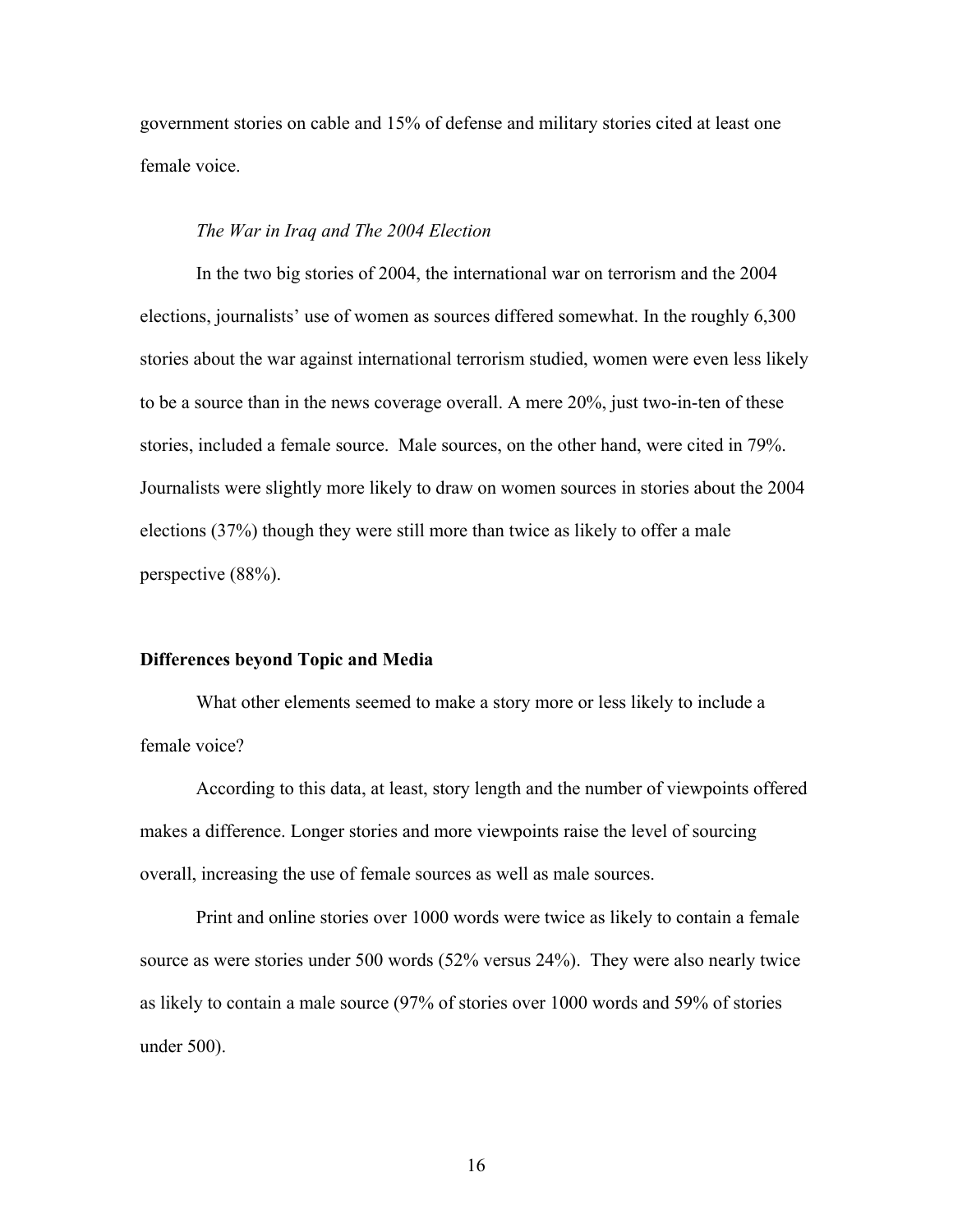government stories on cable and 15% of defense and military stories cited at least one female voice.

*The War in Iraq and The 2004 Election*

In the two big stories of 2004, the international war on terrorism and the 2004 elections, journalists' use of women as sources differed somewhat. In the roughly 6,300 stories about the war against international terrorism studied, women were even less likely to be a source than in the news coverage overall. A mere 20%, just two-in-ten of these stories, included a female source. Male sources, on the other hand, were cited in 79%. Journalists were slightly more likely to draw on women sources in stories about the 2004 elections (37%) though they were still more than twice as likely to offer a male perspective (88%).

## Differences beyond Topic and Media

What other elements seemed to make a story more or less likely to include a female voice?

According to this data, at least, story length and the number of viewpoints offered makes a difference. Longer stories and more viewpoints raise the level of sourcing overall, increasing the use of female sources as well as male sources.

Print and online stories over 1000 words were twice as likely to contain a female source as were stories under 500 words (52% versus 24%). They were also nearly twice as likely to contain a male source (97% of stories over 1000 words and 59% of stories under 500).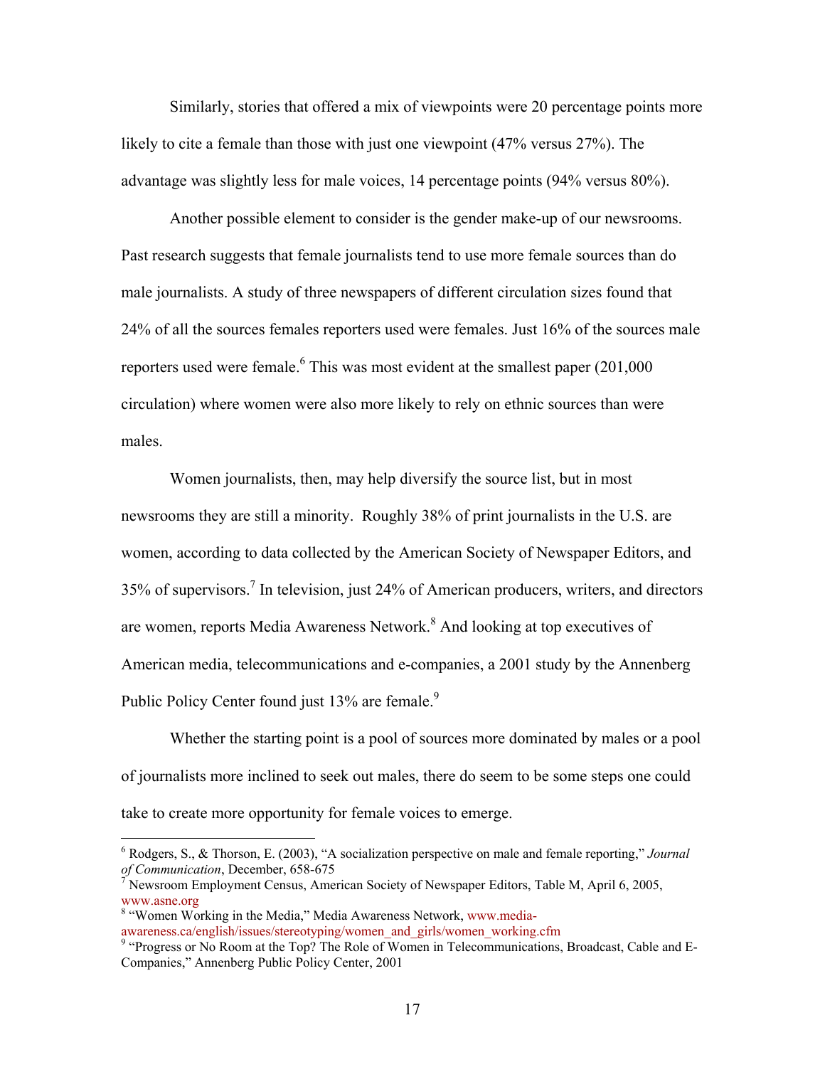Similarly, stories that offered a mix of viewpoints were 20 percentage points more likely to cite a female than those with just one viewpoint (47% versus 27%). The advantage was slightly less for male voices, 14 percentage points (94% versus 80%).

Another possible element to consider is the gender make-up of our newsrooms. Past research suggests that female journalists tend to use more female sources than do male journalists. A study of three newspapers of different circulation sizes found that 24% of all the sources females reporters used were females. Just 16% of the sources male reporters used were female.[6] This was most evident at the smallest paper (201,000 circulation) where women were also more likely to rely on ethnic sources than were males.

Women journalists, then, may help diversify the source list, but in most newsrooms they are still a minority. Roughly 38% of print journalists in the U.S. are women, according to data collected by the American Society of Newspaper Editors, and 35% of supervisors.[7] In television, just 24% of American producers, writers, and directors are women, reports Media Awareness Network.[8] And looking at top executives of American media, telecommunications and e-companies, a 2001 study by the Annenberg Public Policy Center found just 13% are female.[9]

Whether the starting point is a pool of sources more dominated by males or a pool of journalists more inclined to seek out males, there do seem to be some steps one could take to create more opportunity for female voices to emerge.

---

[6] Rodgers, S., & Thorson, E. (2003), "A socialization perspective on male and female reporting," *Journal of Communication*, December, 658-675

[7] Newsroom Employment Census, American Society of Newspaper Editors, Table M, April 6, 2005, www.asne.org

[8] "Women Working in the Media," Media Awareness Network, www.media-awareness.ca/english/issues/stereotyping/women_and_girls/women_working.cfm

[9] "Progress or No Room at the Top? The Role of Women in Telecommunications, Broadcast, Cable and E-Companies," Annenberg Public Policy Center, 2001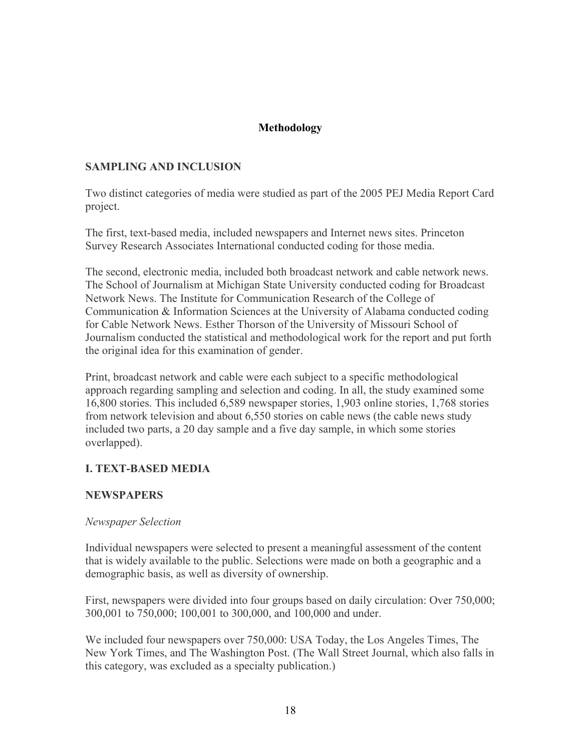## Methodology

### SAMPLING AND INCLUSION

Two distinct categories of media were studied as part of the 2005 PEJ Media Report Card project.

The first, text-based media, included newspapers and Internet news sites. Princeton Survey Research Associates International conducted coding for those media.

The second, electronic media, included both broadcast network and cable network news. The School of Journalism at Michigan State University conducted coding for Broadcast Network News. The Institute for Communication Research of the College of Communication & Information Sciences at the University of Alabama conducted coding for Cable Network News. Esther Thorson of the University of Missouri School of Journalism conducted the statistical and methodological work for the report and put forth the original idea for this examination of gender.

Print, broadcast network and cable were each subject to a specific methodological approach regarding sampling and selection and coding. In all, the study examined some 16,800 stories. This included 6,589 newspaper stories, 1,903 online stories, 1,768 stories from network television and about 6,550 stories on cable news (the cable news study included two parts, a 20 day sample and a five day sample, in which some stories overlapped).

### I. TEXT-BASED MEDIA

### NEWSPAPERS

*Newspaper Selection*

Individual newspapers were selected to present a meaningful assessment of the content that is widely available to the public. Selections were made on both a geographic and a demographic basis, as well as diversity of ownership.

First, newspapers were divided into four groups based on daily circulation: Over 750,000; 300,001 to 750,000; 100,001 to 300,000, and 100,000 and under.

We included four newspapers over 750,000: USA Today, the Los Angeles Times, The New York Times, and The Washington Post. (The Wall Street Journal, which also falls in this category, was excluded as a specialty publication.)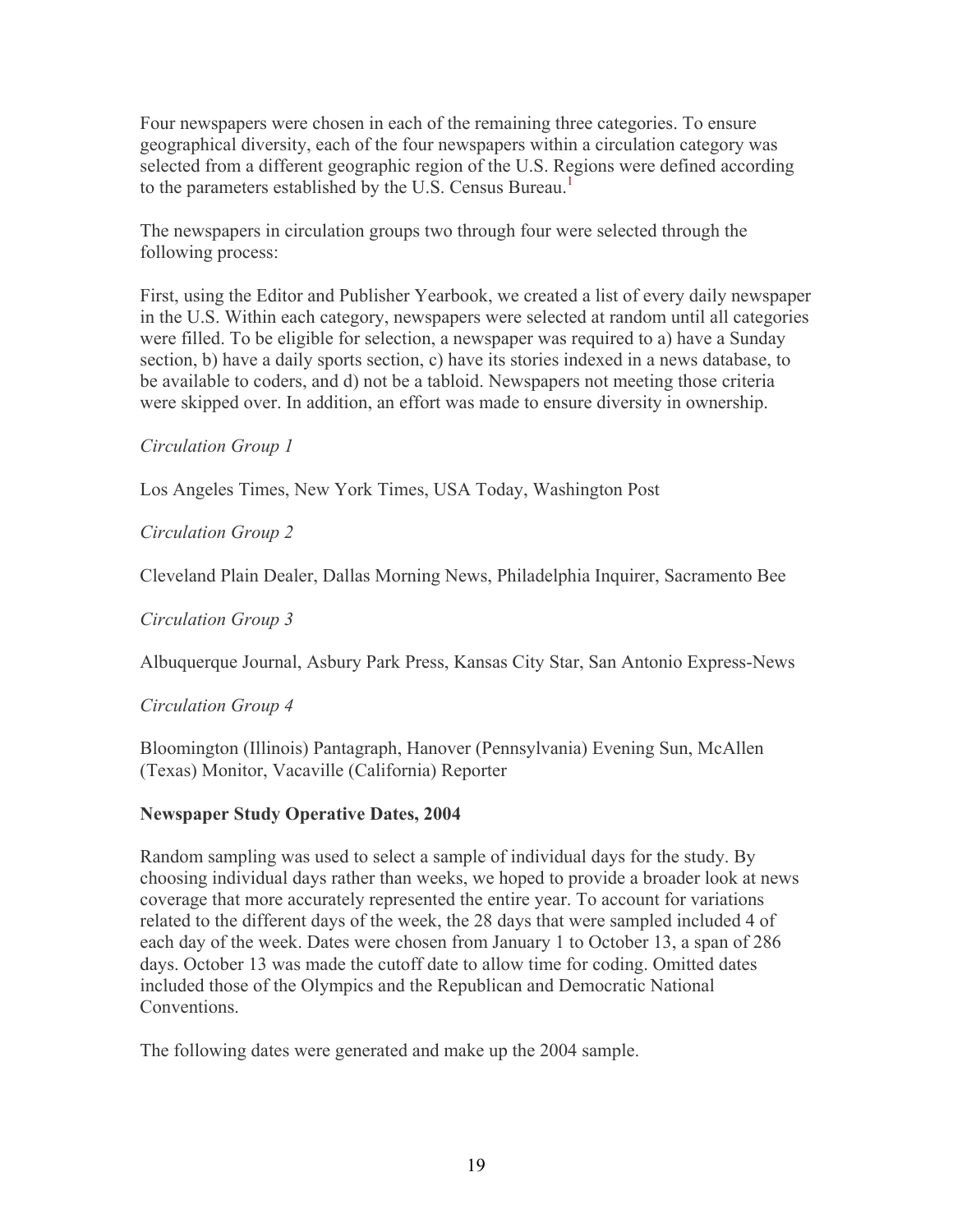Four newspapers were chosen in each of the remaining three categories. To ensure geographical diversity, each of the four newspapers within a circulation category was selected from a different geographic region of the U.S. Regions were defined according to the parameters established by the U.S. Census Bureau.[1]

The newspapers in circulation groups two through four were selected through the following process:

First, using the Editor and Publisher Yearbook, we created a list of every daily newspaper in the U.S. Within each category, newspapers were selected at random until all categories were filled. To be eligible for selection, a newspaper was required to a) have a Sunday section, b) have a daily sports section, c) have its stories indexed in a news database, to be available to coders, and d) not be a tabloid. Newspapers not meeting those criteria were skipped over. In addition, an effort was made to ensure diversity in ownership.

*Circulation Group 1*

Los Angeles Times, New York Times, USA Today, Washington Post

*Circulation Group 2*

Cleveland Plain Dealer, Dallas Morning News, Philadelphia Inquirer, Sacramento Bee

*Circulation Group 3*

Albuquerque Journal, Asbury Park Press, Kansas City Star, San Antonio Express-News

*Circulation Group 4*

Bloomington (Illinois) Pantagraph, Hanover (Pennsylvania) Evening Sun, McAllen (Texas) Monitor, Vacaville (California) Reporter

**Newspaper Study Operative Dates, 2004**

Random sampling was used to select a sample of individual days for the study. By choosing individual days rather than weeks, we hoped to provide a broader look at news coverage that more accurately represented the entire year. To account for variations related to the different days of the week, the 28 days that were sampled included 4 of each day of the week. Dates were chosen from January 1 to October 13, a span of 286 days. October 13 was made the cutoff date to allow time for coding. Omitted dates included those of the Olympics and the Republican and Democratic National Conventions.

The following dates were generated and make up the 2004 sample.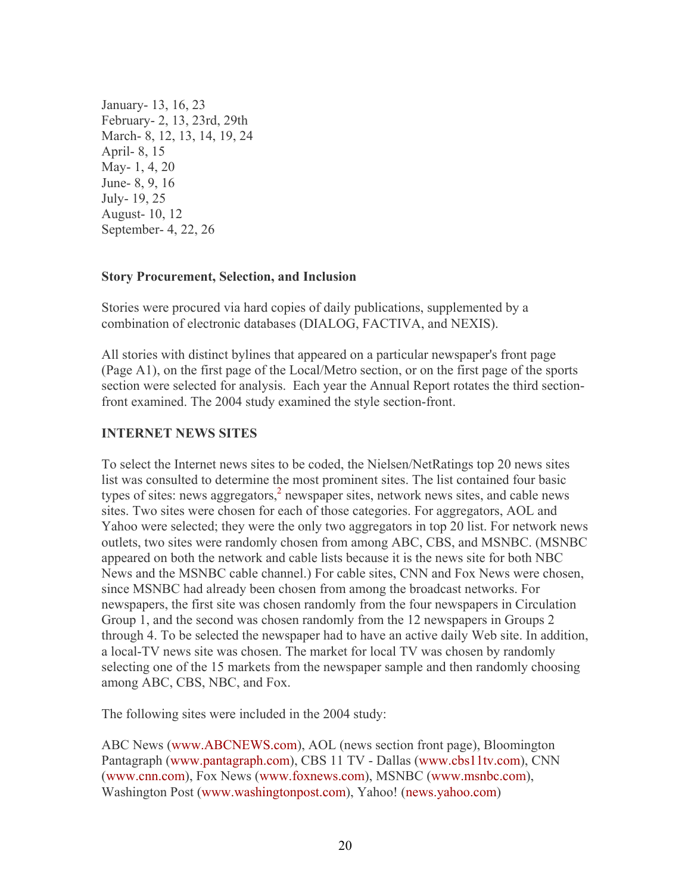January- 13, 16, 23
February- 2, 13, 23rd, 29th
March- 8, 12, 13, 14, 19, 24
April- 8, 15
May- 1, 4, 20
June- 8, 9, 16
July- 19, 25
August- 10, 12
September- 4, 22, 26

**Story Procurement, Selection, and Inclusion**

Stories were procured via hard copies of daily publications, supplemented by a combination of electronic databases (DIALOG, FACTIVA, and NEXIS).

All stories with distinct bylines that appeared on a particular newspaper's front page (Page A1), on the first page of the Local/Metro section, or on the first page of the sports section were selected for analysis. Each year the Annual Report rotates the third section-front examined. The 2004 study examined the style section-front.

**INTERNET NEWS SITES**

To select the Internet news sites to be coded, the Nielsen/NetRatings top 20 news sites list was consulted to determine the most prominent sites. The list contained four basic types of sites: news aggregators,[2] newspaper sites, network news sites, and cable news sites. Two sites were chosen for each of those categories. For aggregators, AOL and Yahoo were selected; they were the only two aggregators in top 20 list. For network news outlets, two sites were randomly chosen from among ABC, CBS, and MSNBC. (MSNBC appeared on both the network and cable lists because it is the news site for both NBC News and the MSNBC cable channel.) For cable sites, CNN and Fox News were chosen, since MSNBC had already been chosen from among the broadcast networks. For newspapers, the first site was chosen randomly from the four newspapers in Circulation Group 1, and the second was chosen randomly from the 12 newspapers in Groups 2 through 4. To be selected the newspaper had to have an active daily Web site. In addition, a local-TV news site was chosen. The market for local TV was chosen by randomly selecting one of the 15 markets from the newspaper sample and then randomly choosing among ABC, CBS, NBC, and Fox.

The following sites were included in the 2004 study:

ABC News (www.ABCNEWS.com), AOL (news section front page), Bloomington Pantagraph (www.pantagraph.com), CBS 11 TV - Dallas (www.cbs11tv.com), CNN (www.cnn.com), Fox News (www.foxnews.com), MSNBC (www.msnbc.com), Washington Post (www.washingtonpost.com), Yahoo! (news.yahoo.com)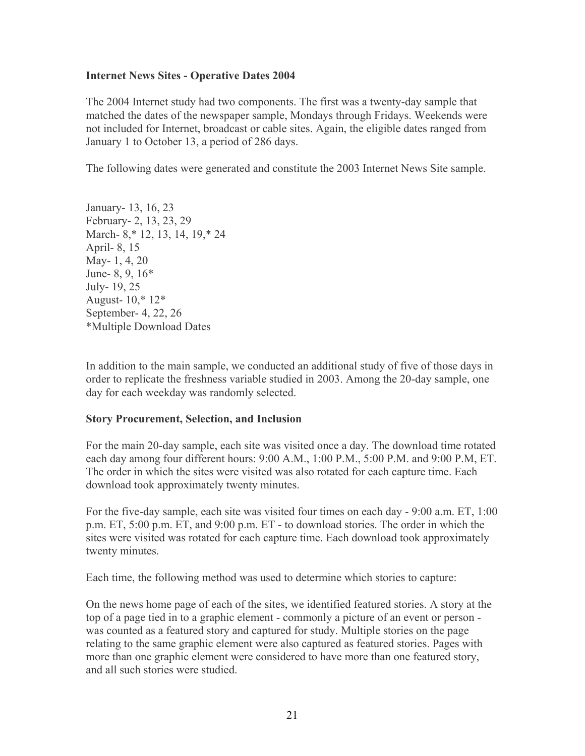**Internet News Sites - Operative Dates 2004**

The 2004 Internet study had two components. The first was a twenty-day sample that matched the dates of the newspaper sample, Mondays through Fridays. Weekends were not included for Internet, broadcast or cable sites. Again, the eligible dates ranged from January 1 to October 13, a period of 286 days.

The following dates were generated and constitute the 2003 Internet News Site sample.

January- 13, 16, 23
February- 2, 13, 23, 29
March- 8,* 12, 13, 14, 19,* 24
April- 8, 15
May- 1, 4, 20
June- 8, 9, 16*
July- 19, 25
August- 10,* 12*
September- 4, 22, 26
*Multiple Download Dates

In addition to the main sample, we conducted an additional study of five of those days in order to replicate the freshness variable studied in 2003. Among the 20-day sample, one day for each weekday was randomly selected.

**Story Procurement, Selection, and Inclusion**

For the main 20-day sample, each site was visited once a day. The download time rotated each day among four different hours: 9:00 A.M., 1:00 P.M., 5:00 P.M. and 9:00 P.M, ET. The order in which the sites were visited was also rotated for each capture time. Each download took approximately twenty minutes.

For the five-day sample, each site was visited four times on each day - 9:00 a.m. ET, 1:00 p.m. ET, 5:00 p.m. ET, and 9:00 p.m. ET - to download stories. The order in which the sites were visited was rotated for each capture time. Each download took approximately twenty minutes.

Each time, the following method was used to determine which stories to capture:

On the news home page of each of the sites, we identified featured stories. A story at the top of a page tied in to a graphic element - commonly a picture of an event or person - was counted as a featured story and captured for study. Multiple stories on the page relating to the same graphic element were also captured as featured stories. Pages with more than one graphic element were considered to have more than one featured story, and all such stories were studied.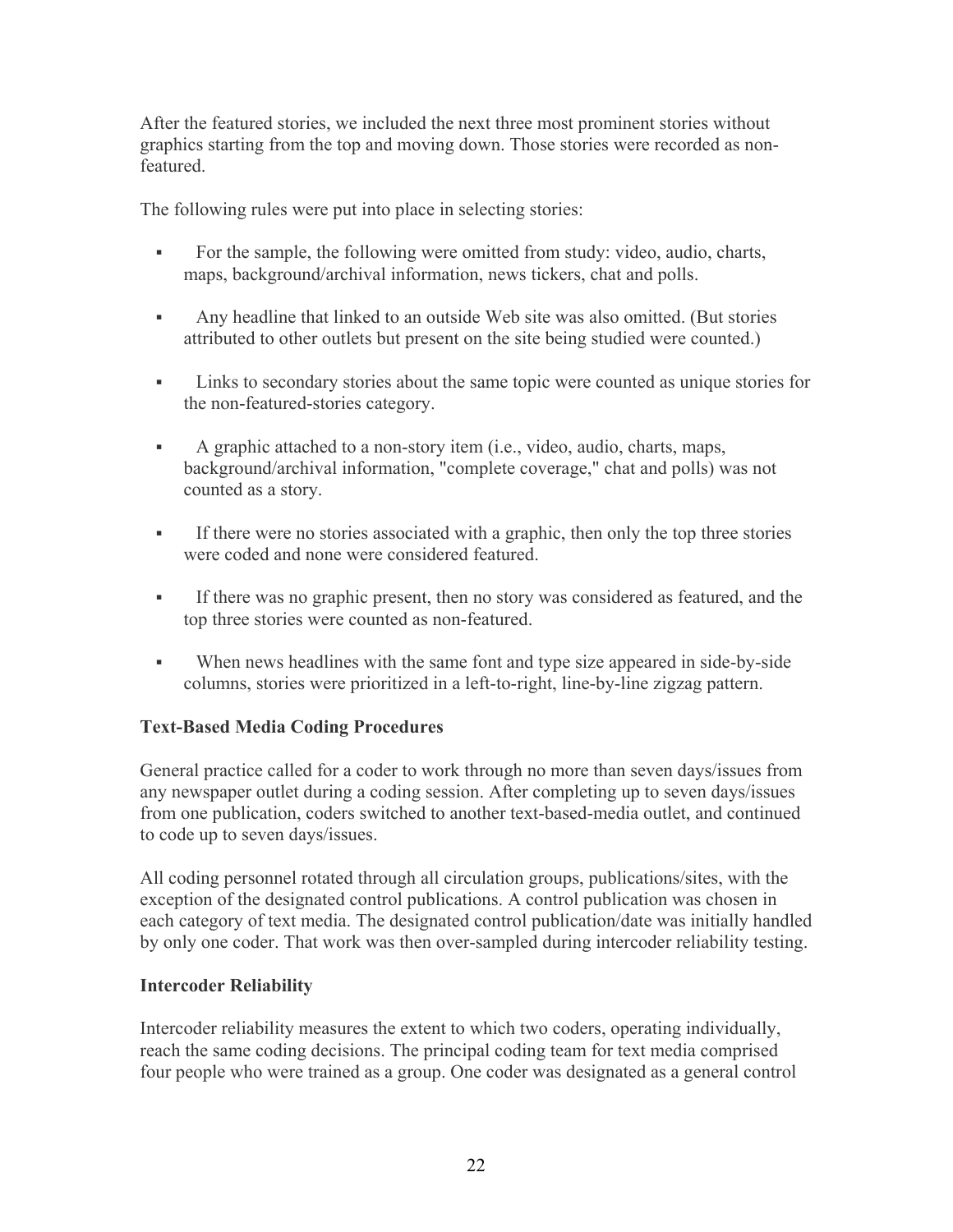After the featured stories, we included the next three most prominent stories without graphics starting from the top and moving down. Those stories were recorded as non-featured.

The following rules were put into place in selecting stories:

- For the sample, the following were omitted from study: video, audio, charts, maps, background/archival information, news tickers, chat and polls.
- Any headline that linked to an outside Web site was also omitted. (But stories attributed to other outlets but present on the site being studied were counted.)
- Links to secondary stories about the same topic were counted as unique stories for the non-featured-stories category.
- A graphic attached to a non-story item (i.e., video, audio, charts, maps, background/archival information, "complete coverage," chat and polls) was not counted as a story.
- If there were no stories associated with a graphic, then only the top three stories were coded and none were considered featured.
- If there was no graphic present, then no story was considered as featured, and the top three stories were counted as non-featured.
- When news headlines with the same font and type size appeared in side-by-side columns, stories were prioritized in a left-to-right, line-by-line zigzag pattern.

**Text-Based Media Coding Procedures**

General practice called for a coder to work through no more than seven days/issues from any newspaper outlet during a coding session. After completing up to seven days/issues from one publication, coders switched to another text-based-media outlet, and continued to code up to seven days/issues.

All coding personnel rotated through all circulation groups, publications/sites, with the exception of the designated control publications. A control publication was chosen in each category of text media. The designated control publication/date was initially handled by only one coder. That work was then over-sampled during intercoder reliability testing.

**Intercoder Reliability**

Intercoder reliability measures the extent to which two coders, operating individually, reach the same coding decisions. The principal coding team for text media comprised four people who were trained as a group. One coder was designated as a general control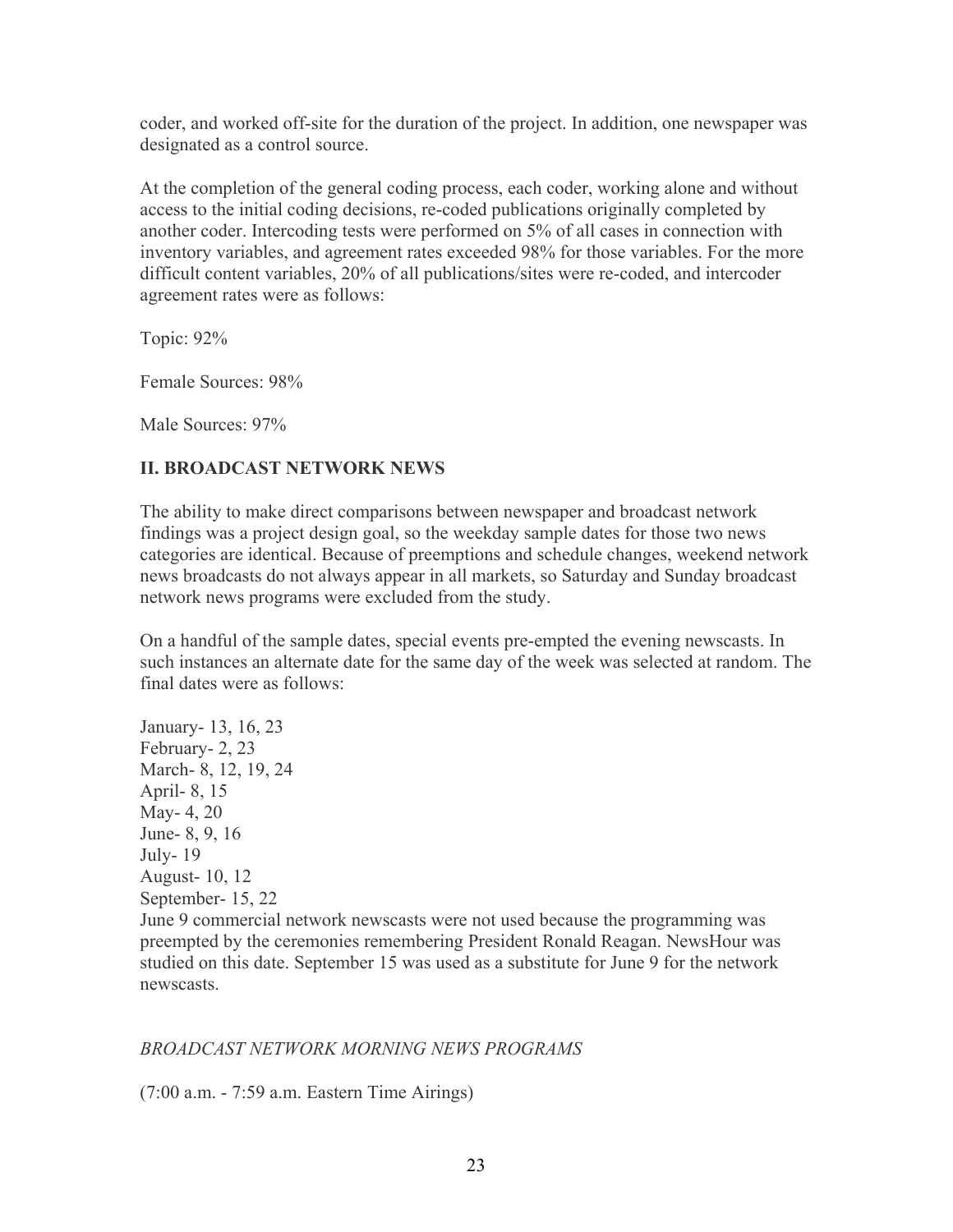coder, and worked off-site for the duration of the project. In addition, one newspaper was designated as a control source.

At the completion of the general coding process, each coder, working alone and without access to the initial coding decisions, re-coded publications originally completed by another coder. Intercoding tests were performed on 5% of all cases in connection with inventory variables, and agreement rates exceeded 98% for those variables. For the more difficult content variables, 20% of all publications/sites were re-coded, and intercoder agreement rates were as follows:

Topic: 92%

Female Sources: 98%

Male Sources: 97%

## II. BROADCAST NETWORK NEWS

The ability to make direct comparisons between newspaper and broadcast network findings was a project design goal, so the weekday sample dates for those two news categories are identical. Because of preemptions and schedule changes, weekend network news broadcasts do not always appear in all markets, so Saturday and Sunday broadcast network news programs were excluded from the study.

On a handful of the sample dates, special events pre-empted the evening newscasts. In such instances an alternate date for the same day of the week was selected at random. The final dates were as follows:

January- 13, 16, 23
February- 2, 23
March- 8, 12, 19, 24
April- 8, 15
May- 4, 20
June- 8, 9, 16
July- 19
August- 10, 12
September- 15, 22
June 9 commercial network newscasts were not used because the programming was preempted by the ceremonies remembering President Ronald Reagan. NewsHour was studied on this date. September 15 was used as a substitute for June 9 for the network newscasts.

*BROADCAST NETWORK MORNING NEWS PROGRAMS*

(7:00 a.m. - 7:59 a.m. Eastern Time Airings)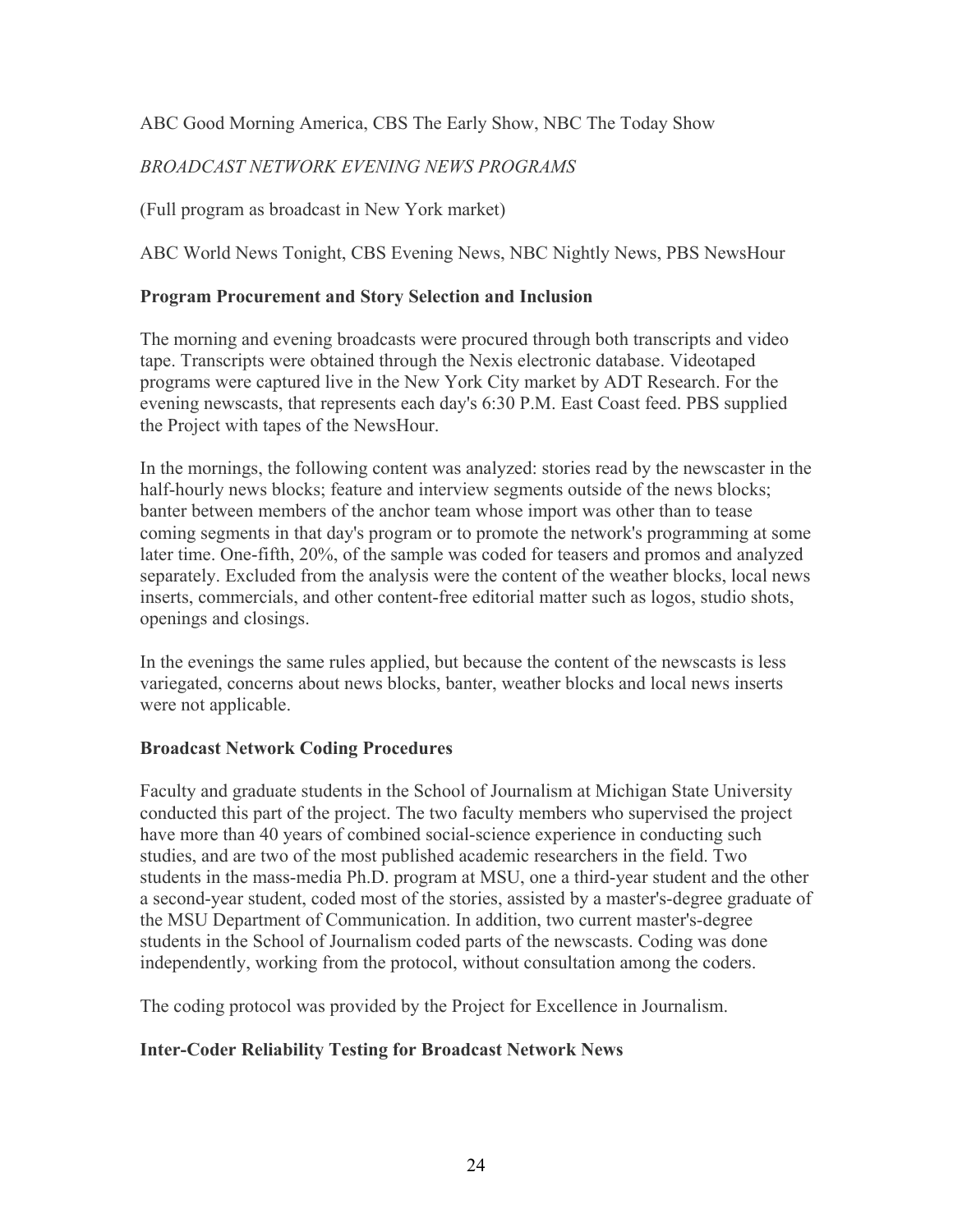ABC Good Morning America, CBS The Early Show, NBC The Today Show

*BROADCAST NETWORK EVENING NEWS PROGRAMS*

(Full program as broadcast in New York market)

ABC World News Tonight, CBS Evening News, NBC Nightly News, PBS NewsHour

**Program Procurement and Story Selection and Inclusion**

The morning and evening broadcasts were procured through both transcripts and video tape. Transcripts were obtained through the Nexis electronic database. Videotaped programs were captured live in the New York City market by ADT Research. For the evening newscasts, that represents each day's 6:30 P.M. East Coast feed. PBS supplied the Project with tapes of the NewsHour.

In the mornings, the following content was analyzed: stories read by the newscaster in the half-hourly news blocks; feature and interview segments outside of the news blocks; banter between members of the anchor team whose import was other than to tease coming segments in that day's program or to promote the network's programming at some later time. One-fifth, 20%, of the sample was coded for teasers and promos and analyzed separately. Excluded from the analysis were the content of the weather blocks, local news inserts, commercials, and other content-free editorial matter such as logos, studio shots, openings and closings.

In the evenings the same rules applied, but because the content of the newscasts is less variegated, concerns about news blocks, banter, weather blocks and local news inserts were not applicable.

**Broadcast Network Coding Procedures**

Faculty and graduate students in the School of Journalism at Michigan State University conducted this part of the project. The two faculty members who supervised the project have more than 40 years of combined social-science experience in conducting such studies, and are two of the most published academic researchers in the field. Two students in the mass-media Ph.D. program at MSU, one a third-year student and the other a second-year student, coded most of the stories, assisted by a master's-degree graduate of the MSU Department of Communication. In addition, two current master's-degree students in the School of Journalism coded parts of the newscasts. Coding was done independently, working from the protocol, without consultation among the coders.

The coding protocol was provided by the Project for Excellence in Journalism.

**Inter-Coder Reliability Testing for Broadcast Network News**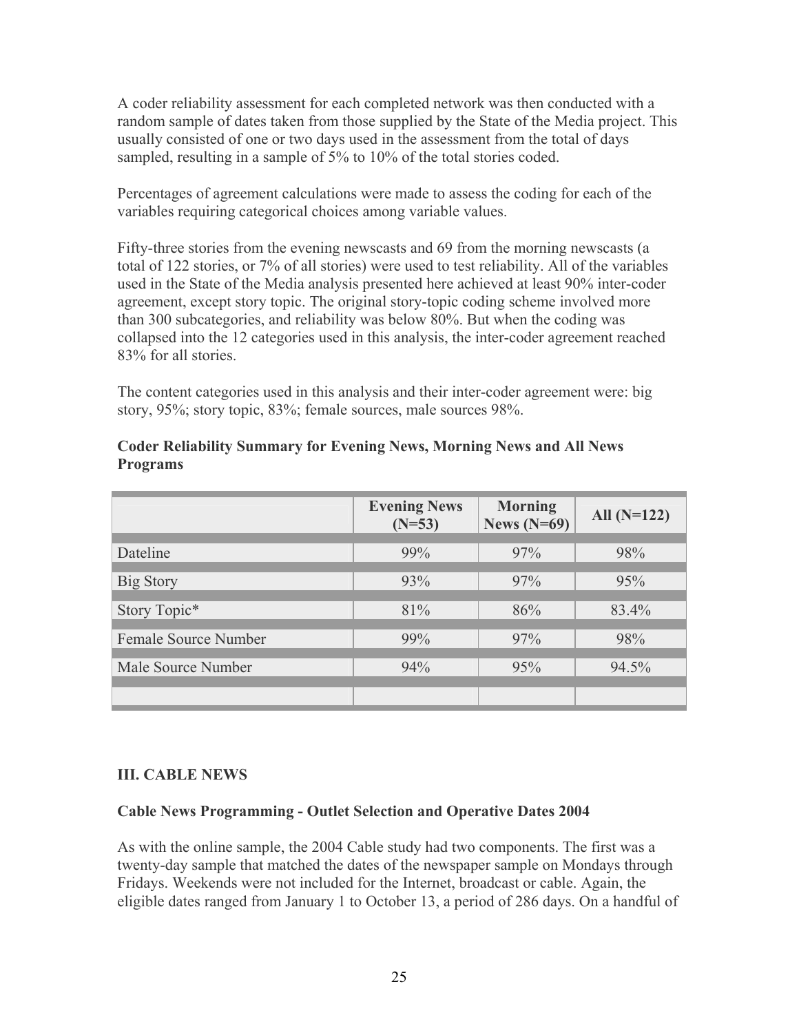A coder reliability assessment for each completed network was then conducted with a random sample of dates taken from those supplied by the State of the Media project. This usually consisted of one or two days used in the assessment from the total of days sampled, resulting in a sample of 5% to 10% of the total stories coded.

Percentages of agreement calculations were made to assess the coding for each of the variables requiring categorical choices among variable values.

Fifty-three stories from the evening newscasts and 69 from the morning newscasts (a total of 122 stories, or 7% of all stories) were used to test reliability. All of the variables used in the State of the Media analysis presented here achieved at least 90% inter-coder agreement, except story topic. The original story-topic coding scheme involved more than 300 subcategories, and reliability was below 80%. But when the coding was collapsed into the 12 categories used in this analysis, the inter-coder agreement reached 83% for all stories.

The content categories used in this analysis and their inter-coder agreement were: big story, 95%; story topic, 83%; female sources, male sources 98%.

**Coder Reliability Summary for Evening News, Morning News and All News Programs**

| | Evening News (N=53) | Morning News (N=69) | All (N=122) |
|---|---|---|---|
| Dateline | 99% | 97% | 98% |
| Big Story | 93% | 97% | 95% |
| Story Topic* | 81% | 86% | 83.4% |
| Female Source Number | 99% | 97% | 98% |
| Male Source Number | 94% | 95% | 94.5% |
| | | | |

### III. CABLE NEWS

**Cable News Programming - Outlet Selection and Operative Dates 2004**

As with the online sample, the 2004 Cable study had two components. The first was a twenty-day sample that matched the dates of the newspaper sample on Mondays through Fridays. Weekends were not included for the Internet, broadcast or cable. Again, the eligible dates ranged from January 1 to October 13, a period of 286 days. On a handful of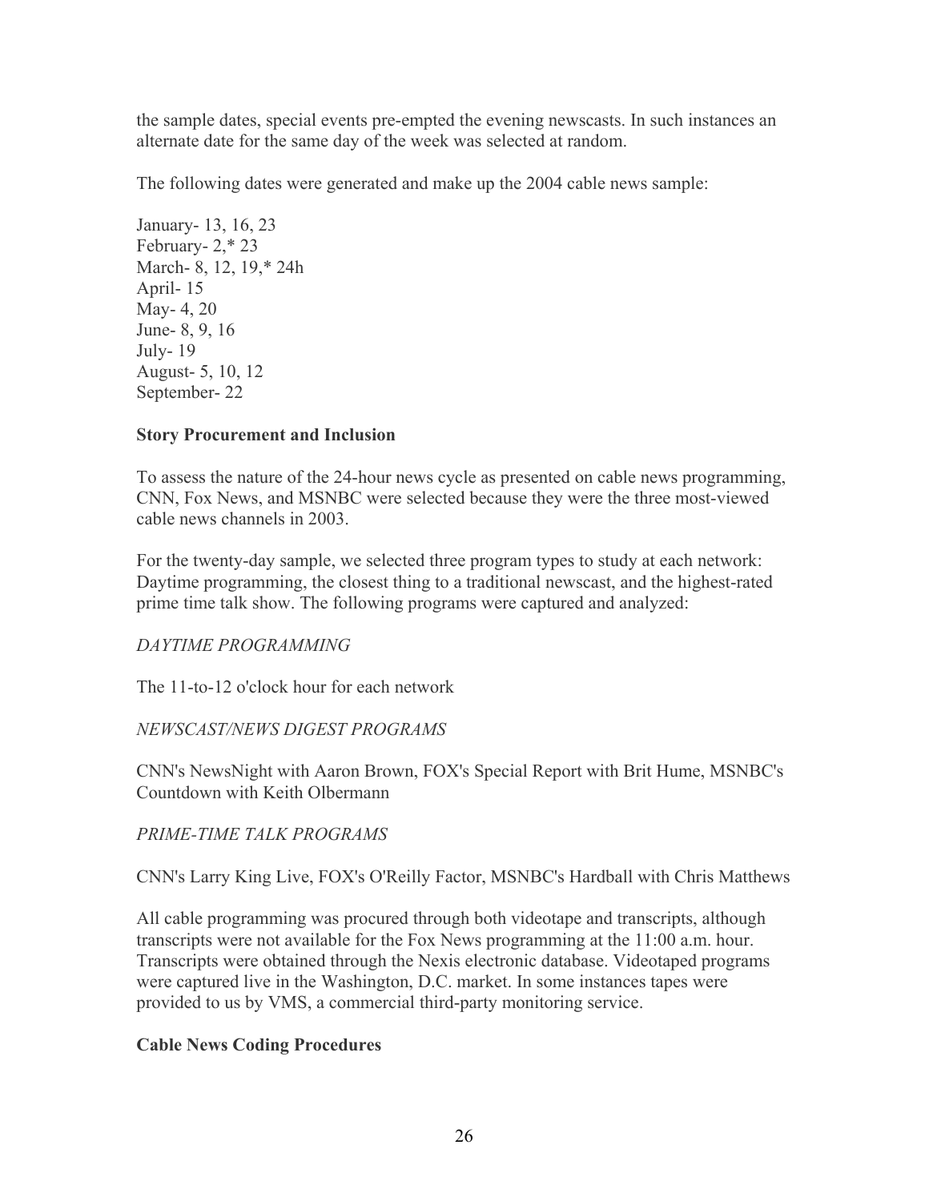the sample dates, special events pre-empted the evening newscasts. In such instances an alternate date for the same day of the week was selected at random.

The following dates were generated and make up the 2004 cable news sample:

January- 13, 16, 23
February- 2,* 23
March- 8, 12, 19,* 24h
April- 15
May- 4, 20
June- 8, 9, 16
July- 19
August- 5, 10, 12
September- 22

**Story Procurement and Inclusion**

To assess the nature of the 24-hour news cycle as presented on cable news programming, CNN, Fox News, and MSNBC were selected because they were the three most-viewed cable news channels in 2003.

For the twenty-day sample, we selected three program types to study at each network: Daytime programming, the closest thing to a traditional newscast, and the highest-rated prime time talk show. The following programs were captured and analyzed:

*DAYTIME PROGRAMMING*

The 11-to-12 o'clock hour for each network

*NEWSCAST/NEWS DIGEST PROGRAMS*

CNN's NewsNight with Aaron Brown, FOX's Special Report with Brit Hume, MSNBC's Countdown with Keith Olbermann

*PRIME-TIME TALK PROGRAMS*

CNN's Larry King Live, FOX's O'Reilly Factor, MSNBC's Hardball with Chris Matthews

All cable programming was procured through both videotape and transcripts, although transcripts were not available for the Fox News programming at the 11:00 a.m. hour. Transcripts were obtained through the Nexis electronic database. Videotaped programs were captured live in the Washington, D.C. market. In some instances tapes were provided to us by VMS, a commercial third-party monitoring service.

**Cable News Coding Procedures**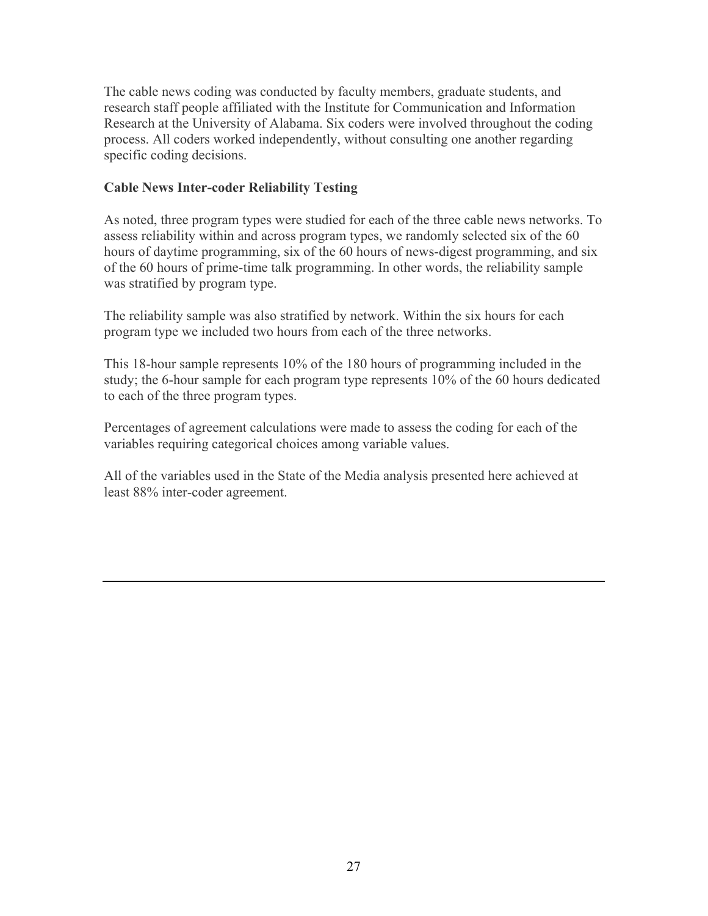The cable news coding was conducted by faculty members, graduate students, and research staff people affiliated with the Institute for Communication and Information Research at the University of Alabama. Six coders were involved throughout the coding process. All coders worked independently, without consulting one another regarding specific coding decisions.

### Cable News Inter-coder Reliability Testing

As noted, three program types were studied for each of the three cable news networks. To assess reliability within and across program types, we randomly selected six of the 60 hours of daytime programming, six of the 60 hours of news-digest programming, and six of the 60 hours of prime-time talk programming. In other words, the reliability sample was stratified by program type.

The reliability sample was also stratified by network. Within the six hours for each program type we included two hours from each of the three networks.

This 18-hour sample represents 10% of the 180 hours of programming included in the study; the 6-hour sample for each program type represents 10% of the 60 hours dedicated to each of the three program types.

Percentages of agreement calculations were made to assess the coding for each of the variables requiring categorical choices among variable values.

All of the variables used in the State of the Media analysis presented here achieved at least 88% inter-coder agreement.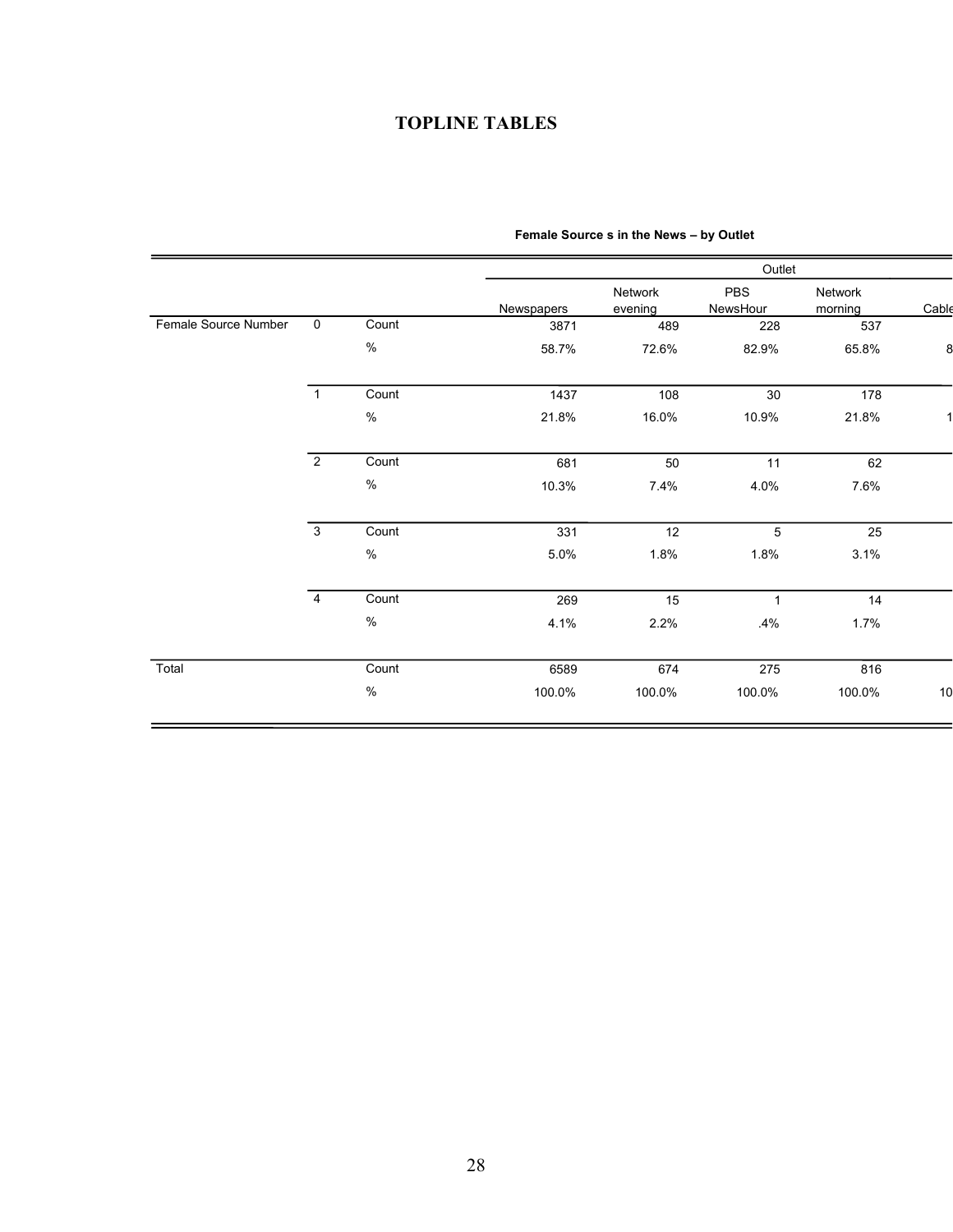## TOPLINE TABLES

**Female Source s in the News – by Outlet**

| | | | Outlet | | | | |
|---|---|---|---|---|---|---|---|
| | | | Newspapers | Network evening | PBS NewsHour | Network morning | Cable |
| Female Source Number | 0 | Count | 3871 | 489 | 228 | 537 | |
| | | % | 58.7% | 72.6% | 82.9% | 65.8% | 8 |
| | 1 | Count | 1437 | 108 | 30 | 178 | |
| | | % | 21.8% | 16.0% | 10.9% | 21.8% | 1 |
| | 2 | Count | 681 | 50 | 11 | 62 | |
| | | % | 10.3% | 7.4% | 4.0% | 7.6% | |
| | 3 | Count | 331 | 12 | 5 | 25 | |
| | | % | 5.0% | 1.8% | 1.8% | 3.1% | |
| | 4 | Count | 269 | 15 | 1 | 14 | |
| | | % | 4.1% | 2.2% | .4% | 1.7% | |
| Total | | Count | 6589 | 674 | 275 | 816 | |
| | | % | 100.0% | 100.0% | 100.0% | 100.0% | 10 |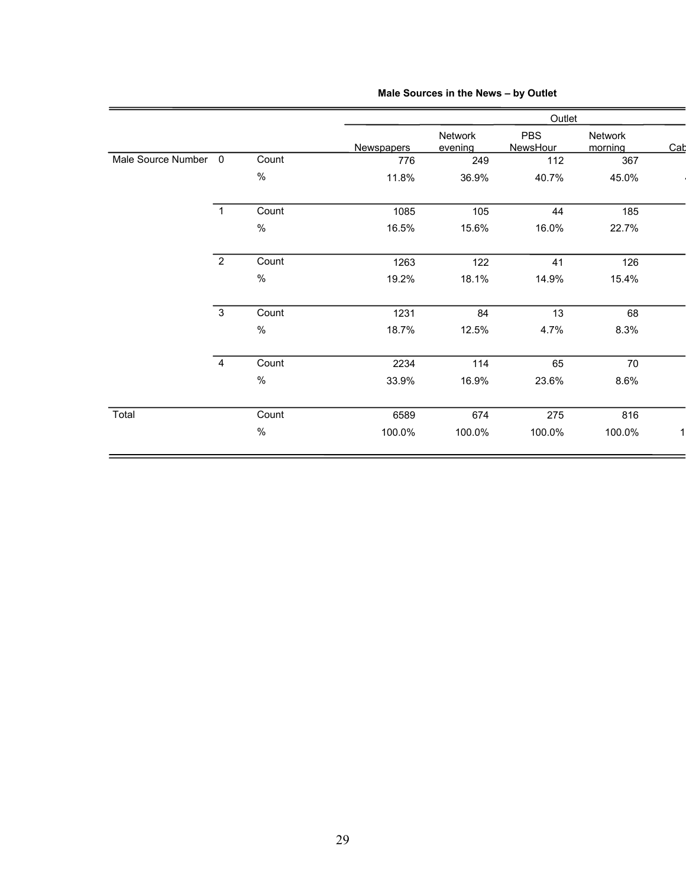**Male Sources in the News – by Outlet**

| | | | Outlet | | | | |
|---|---|---|---|---|---|---|---|
| | | | Newspapers | Network evening | PBS NewsHour | Network morning | Cab |
| Male Source Number | 0 | Count | 776 | 249 | 112 | 367 | |
| | | % | 11.8% | 36.9% | 40.7% | 45.0% | |
| | 1 | Count | 1085 | 105 | 44 | 185 | |
| | | % | 16.5% | 15.6% | 16.0% | 22.7% | |
| | 2 | Count | 1263 | 122 | 41 | 126 | |
| | | % | 19.2% | 18.1% | 14.9% | 15.4% | |
| | 3 | Count | 1231 | 84 | 13 | 68 | |
| | | % | 18.7% | 12.5% | 4.7% | 8.3% | |
| | 4 | Count | 2234 | 114 | 65 | 70 | |
| | | % | 33.9% | 16.9% | 23.6% | 8.6% | |
| Total | | Count | 6589 | 674 | 275 | 816 | |
| | | % | 100.0% | 100.0% | 100.0% | 100.0% | 1 |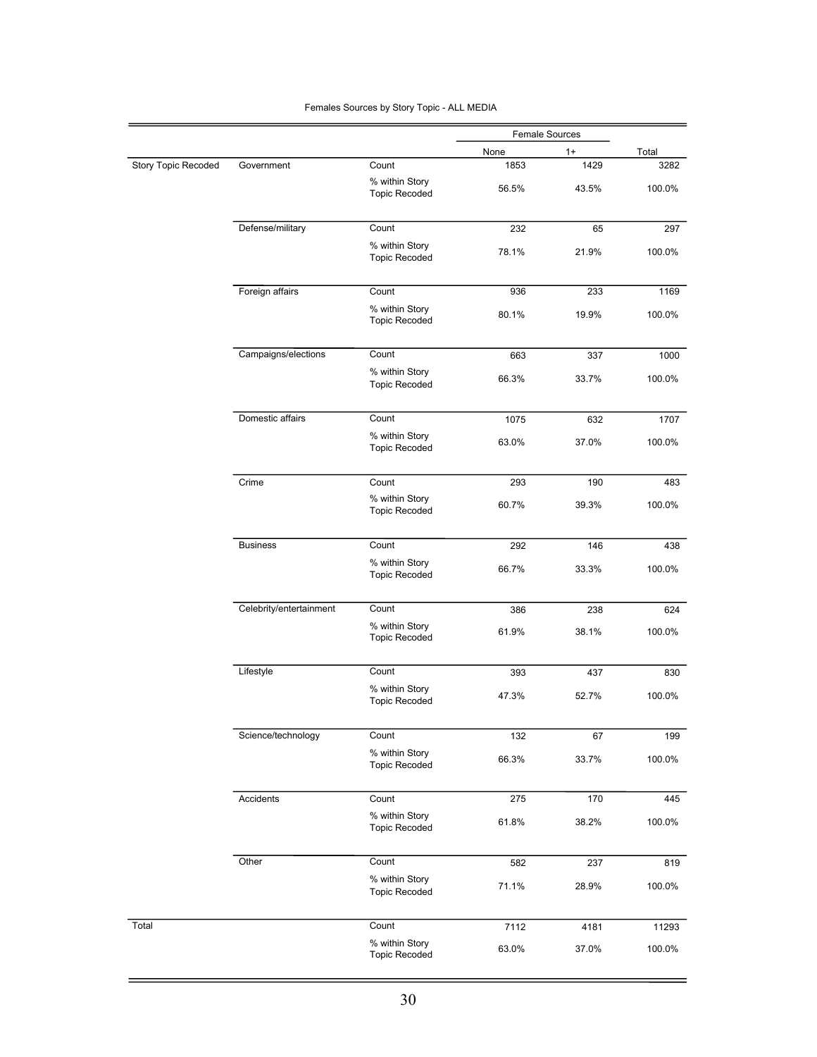Females Sources by Story Topic - ALL MEDIA

| | | | Female Sources | | |
|---|---|---|---|---|---|
| | | | None | 1+ | Total |
| Story Topic Recoded | Government | Count | 1853 | 1429 | 3282 |
| | | % within Story Topic Recoded | 56.5% | 43.5% | 100.0% |
| | Defense/military | Count | 232 | 65 | 297 |
| | | % within Story Topic Recoded | 78.1% | 21.9% | 100.0% |
| | Foreign affairs | Count | 936 | 233 | 1169 |
| | | % within Story Topic Recoded | 80.1% | 19.9% | 100.0% |
| | Campaigns/elections | Count | 663 | 337 | 1000 |
| | | % within Story Topic Recoded | 66.3% | 33.7% | 100.0% |
| | Domestic affairs | Count | 1075 | 632 | 1707 |
| | | % within Story Topic Recoded | 63.0% | 37.0% | 100.0% |
| | Crime | Count | 293 | 190 | 483 |
| | | % within Story Topic Recoded | 60.7% | 39.3% | 100.0% |
| | Business | Count | 292 | 146 | 438 |
| | | % within Story Topic Recoded | 66.7% | 33.3% | 100.0% |
| | Celebrity/entertainment | Count | 386 | 238 | 624 |
| | | % within Story Topic Recoded | 61.9% | 38.1% | 100.0% |
| | Lifestyle | Count | 393 | 437 | 830 |
| | | % within Story Topic Recoded | 47.3% | 52.7% | 100.0% |
| | Science/technology | Count | 132 | 67 | 199 |
| | | % within Story Topic Recoded | 66.3% | 33.7% | 100.0% |
| | Accidents | Count | 275 | 170 | 445 |
| | | % within Story Topic Recoded | 61.8% | 38.2% | 100.0% |
| | Other | Count | 582 | 237 | 819 |
| | | % within Story Topic Recoded | 71.1% | 28.9% | 100.0% |
| Total | | Count | 7112 | 4181 | 11293 |
| | | % within Story Topic Recoded | 63.0% | 37.0% | 100.0% |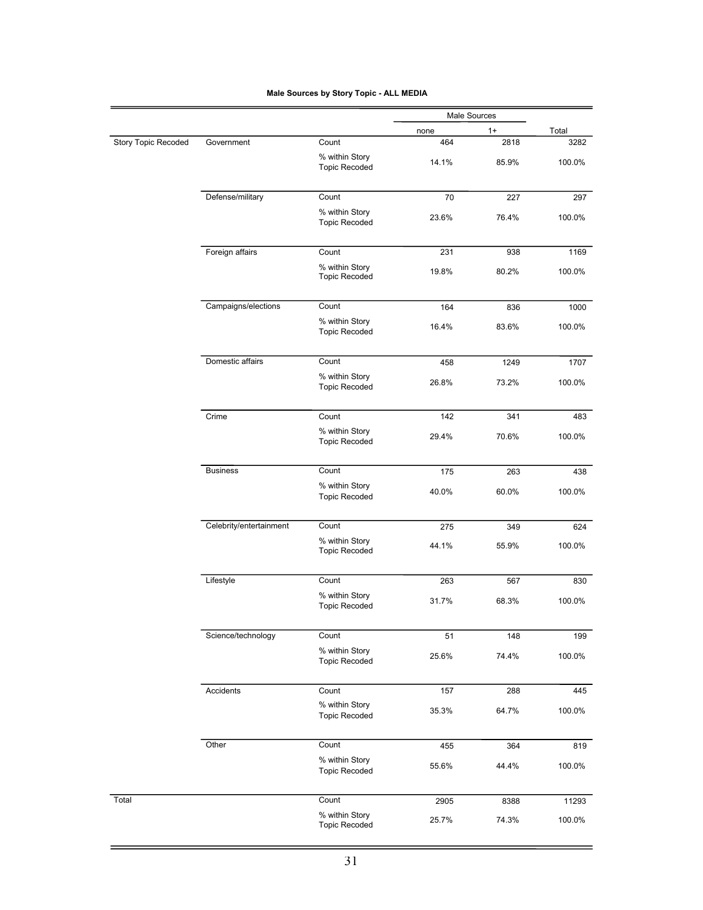**Male Sources by Story Topic - ALL MEDIA**

| | | | Male Sources | | |
|---|---|---|---|---|---|
| | | | none | 1+ | Total |
| Story Topic Recoded | Government | Count | 464 | 2818 | 3282 |
| | | % within Story Topic Recoded | 14.1% | 85.9% | 100.0% |
| | Defense/military | Count | 70 | 227 | 297 |
| | | % within Story Topic Recoded | 23.6% | 76.4% | 100.0% |
| | Foreign affairs | Count | 231 | 938 | 1169 |
| | | % within Story Topic Recoded | 19.8% | 80.2% | 100.0% |
| | Campaigns/elections | Count | 164 | 836 | 1000 |
| | | % within Story Topic Recoded | 16.4% | 83.6% | 100.0% |
| | Domestic affairs | Count | 458 | 1249 | 1707 |
| | | % within Story Topic Recoded | 26.8% | 73.2% | 100.0% |
| | Crime | Count | 142 | 341 | 483 |
| | | % within Story Topic Recoded | 29.4% | 70.6% | 100.0% |
| | Business | Count | 175 | 263 | 438 |
| | | % within Story Topic Recoded | 40.0% | 60.0% | 100.0% |
| | Celebrity/entertainment | Count | 275 | 349 | 624 |
| | | % within Story Topic Recoded | 44.1% | 55.9% | 100.0% |
| | Lifestyle | Count | 263 | 567 | 830 |
| | | % within Story Topic Recoded | 31.7% | 68.3% | 100.0% |
| | Science/technology | Count | 51 | 148 | 199 |
| | | % within Story Topic Recoded | 25.6% | 74.4% | 100.0% |
| | Accidents | Count | 157 | 288 | 445 |
| | | % within Story Topic Recoded | 35.3% | 64.7% | 100.0% |
| | Other | Count | 455 | 364 | 819 |
| | | % within Story Topic Recoded | 55.6% | 44.4% | 100.0% |
| Total | | Count | 2905 | 8388 | 11293 |
| | | % within Story Topic Recoded | 25.7% | 74.3% | 100.0% |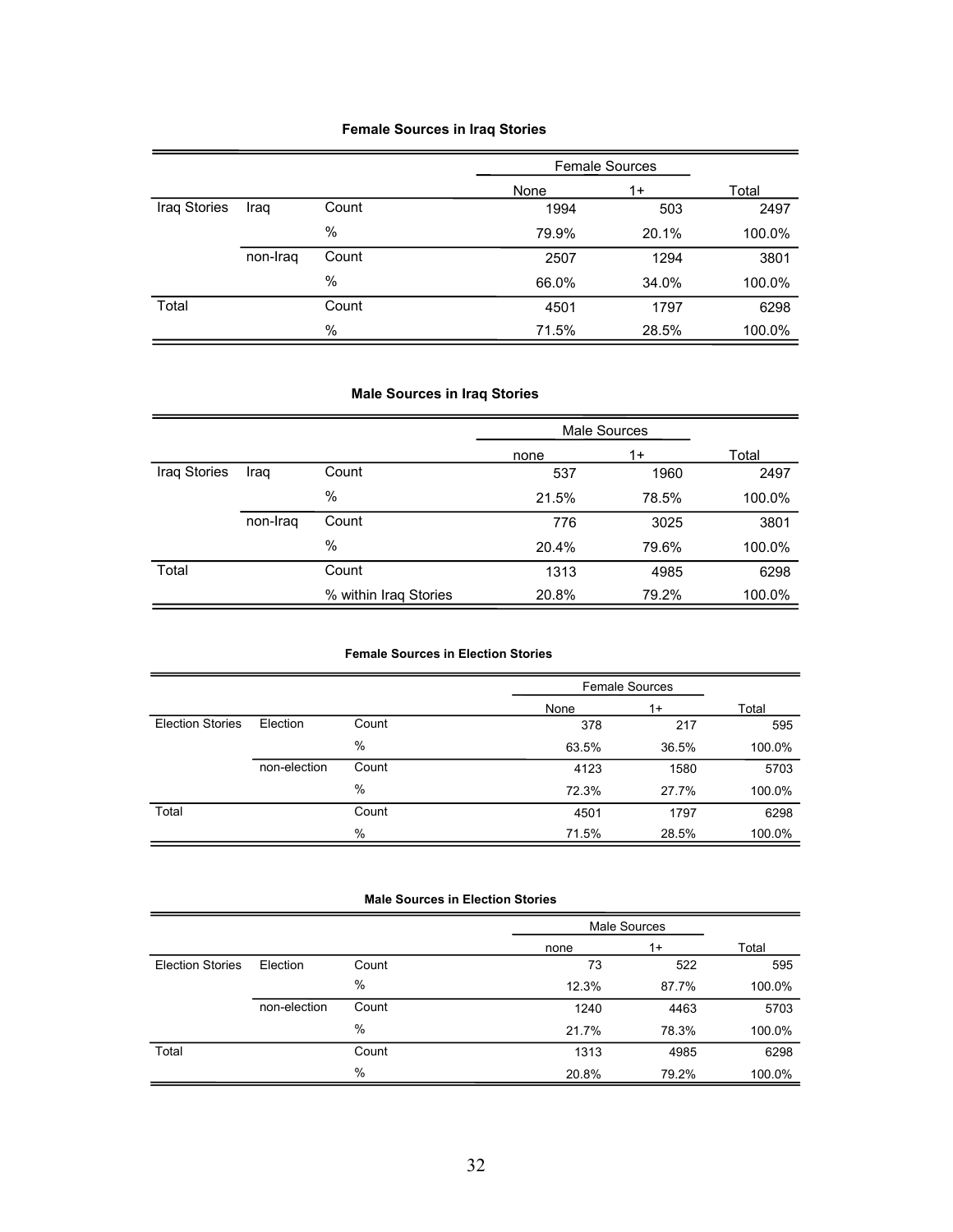**Female Sources in Iraq Stories**

| | | | Female Sources | | |
|---|---|---|---|---|---|
| | | | None | 1+ | Total |
| Iraq Stories | Iraq | Count | 1994 | 503 | 2497 |
| | | % | 79.9% | 20.1% | 100.0% |
| | non-Iraq | Count | 2507 | 1294 | 3801 |
| | | % | 66.0% | 34.0% | 100.0% |
| Total | | Count | 4501 | 1797 | 6298 |
| | | % | 71.5% | 28.5% | 100.0% |

**Male Sources in Iraq Stories**

| | | | Male Sources | | |
|---|---|---|---|---|---|
| | | | none | 1+ | Total |
| Iraq Stories | Iraq | Count | 537 | 1960 | 2497 |
| | | % | 21.5% | 78.5% | 100.0% |
| | non-Iraq | Count | 776 | 3025 | 3801 |
| | | % | 20.4% | 79.6% | 100.0% |
| Total | | Count | 1313 | 4985 | 6298 |
| | | % within Iraq Stories | 20.8% | 79.2% | 100.0% |

**Female Sources in Election Stories**

| | | | Female Sources | | |
|---|---|---|---|---|---|
| | | | None | 1+ | Total |
| Election Stories | Election | Count | 378 | 217 | 595 |
| | | % | 63.5% | 36.5% | 100.0% |
| | non-election | Count | 4123 | 1580 | 5703 |
| | | % | 72.3% | 27.7% | 100.0% |
| Total | | Count | 4501 | 1797 | 6298 |
| | | % | 71.5% | 28.5% | 100.0% |

**Male Sources in Election Stories**

| | | | Male Sources | | |
|---|---|---|---|---|---|
| | | | none | 1+ | Total |
| Election Stories | Election | Count | 73 | 522 | 595 |
| | | % | 12.3% | 87.7% | 100.0% |
| | non-election | Count | 1240 | 4463 | 5703 |
| | | % | 21.7% | 78.3% | 100.0% |
| Total | | Count | 1313 | 4985 | 6298 |
| | | % | 20.8% | 79.2% | 100.0% |